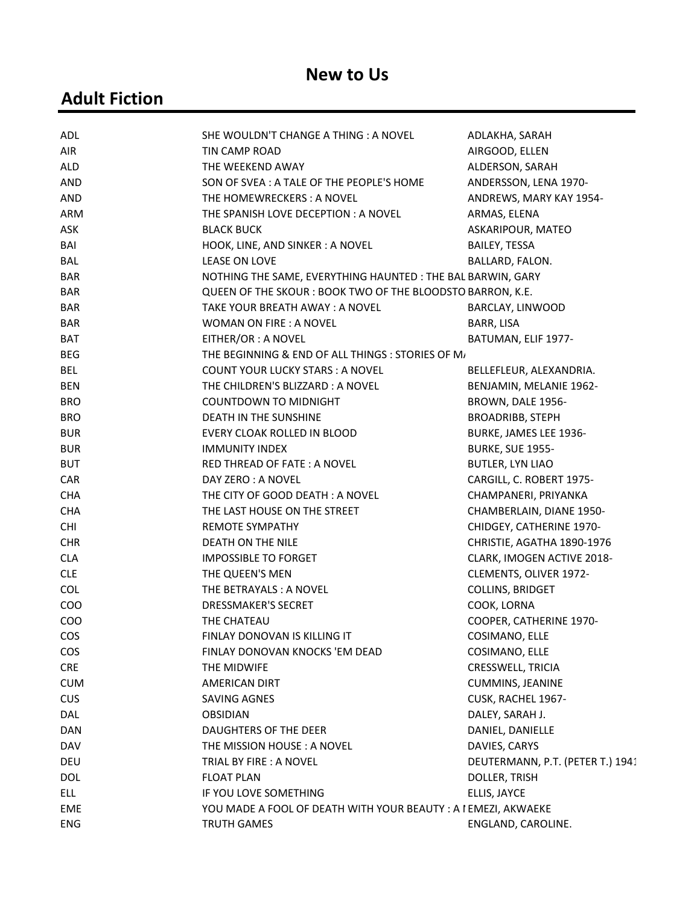# New to Us

## Adult Fiction

| | | |
|---|---|---|
| ADL | SHE WOULDN'T CHANGE A THING : A NOVEL | ADLAKHA, SARAH |
| AIR | TIN CAMP ROAD | AIRGOOD, ELLEN |
| ALD | THE WEEKEND AWAY | ALDERSON, SARAH |
| AND | SON OF SVEA : A TALE OF THE PEOPLE'S HOME | ANDERSSON, LENA 1970- |
| AND | THE HOMEWRECKERS : A NOVEL | ANDREWS, MARY KAY 1954- |
| ARM | THE SPANISH LOVE DECEPTION : A NOVEL | ARMAS, ELENA |
| ASK | BLACK BUCK | ASKARIPOUR, MATEO |
| BAI | HOOK, LINE, AND SINKER : A NOVEL | BAILEY, TESSA |
| BAL | LEASE ON LOVE | BALLARD, FALON. |
| BAR | NOTHING THE SAME, EVERYTHING HAUNTED : THE BAL | BARWIN, GARY |
| BAR | QUEEN OF THE SKOUR : BOOK TWO OF THE BLOODSTO | BARRON, K.E. |
| BAR | TAKE YOUR BREATH AWAY : A NOVEL | BARCLAY, LINWOOD |
| BAR | WOMAN ON FIRE : A NOVEL | BARR, LISA |
| BAT | EITHER/OR : A NOVEL | BATUMAN, ELIF 1977- |
| BEG | THE BEGINNING & END OF ALL THINGS : STORIES OF M/ | |
| BEL | COUNT YOUR LUCKY STARS : A NOVEL | BELLEFLEUR, ALEXANDRIA. |
| BEN | THE CHILDREN'S BLIZZARD : A NOVEL | BENJAMIN, MELANIE 1962- |
| BRO | COUNTDOWN TO MIDNIGHT | BROWN, DALE 1956- |
| BRO | DEATH IN THE SUNSHINE | BROADRIBB, STEPH |
| BUR | EVERY CLOAK ROLLED IN BLOOD | BURKE, JAMES LEE 1936- |
| BUR | IMMUNITY INDEX | BURKE, SUE 1955- |
| BUT | RED THREAD OF FATE : A NOVEL | BUTLER, LYN LIAO |
| CAR | DAY ZERO : A NOVEL | CARGILL, C. ROBERT 1975- |
| CHA | THE CITY OF GOOD DEATH : A NOVEL | CHAMPANERI, PRIYANKA |
| CHA | THE LAST HOUSE ON THE STREET | CHAMBERLAIN, DIANE 1950- |
| CHI | REMOTE SYMPATHY | CHIDGEY, CATHERINE 1970- |
| CHR | DEATH ON THE NILE | CHRISTIE, AGATHA 1890-1976 |
| CLA | IMPOSSIBLE TO FORGET | CLARK, IMOGEN ACTIVE 2018- |
| CLE | THE QUEEN'S MEN | CLEMENTS, OLIVER 1972- |
| COL | THE BETRAYALS : A NOVEL | COLLINS, BRIDGET |
| COO | DRESSMAKER'S SECRET | COOK, LORNA |
| COO | THE CHATEAU | COOPER, CATHERINE 1970- |
| COS | FINLAY DONOVAN IS KILLING IT | COSIMANO, ELLE |
| COS | FINLAY DONOVAN KNOCKS 'EM DEAD | COSIMANO, ELLE |
| CRE | THE MIDWIFE | CRESSWELL, TRICIA |
| CUM | AMERICAN DIRT | CUMMINS, JEANINE |
| CUS | SAVING AGNES | CUSK, RACHEL 1967- |
| DAL | OBSIDIAN | DALEY, SARAH J. |
| DAN | DAUGHTERS OF THE DEER | DANIEL, DANIELLE |
| DAV | THE MISSION HOUSE : A NOVEL | DAVIES, CARYS |
| DEU | TRIAL BY FIRE : A NOVEL | DEUTERMANN, P.T. (PETER T.) 1941 |
| DOL | FLOAT PLAN | DOLLER, TRISH |
| ELL | IF YOU LOVE SOMETHING | ELLIS, JAYCE |
| EME | YOU MADE A FOOL OF DEATH WITH YOUR BEAUTY : A I | EMEZI, AKWAEKE |
| ENG | TRUTH GAMES | ENGLAND, CAROLINE. |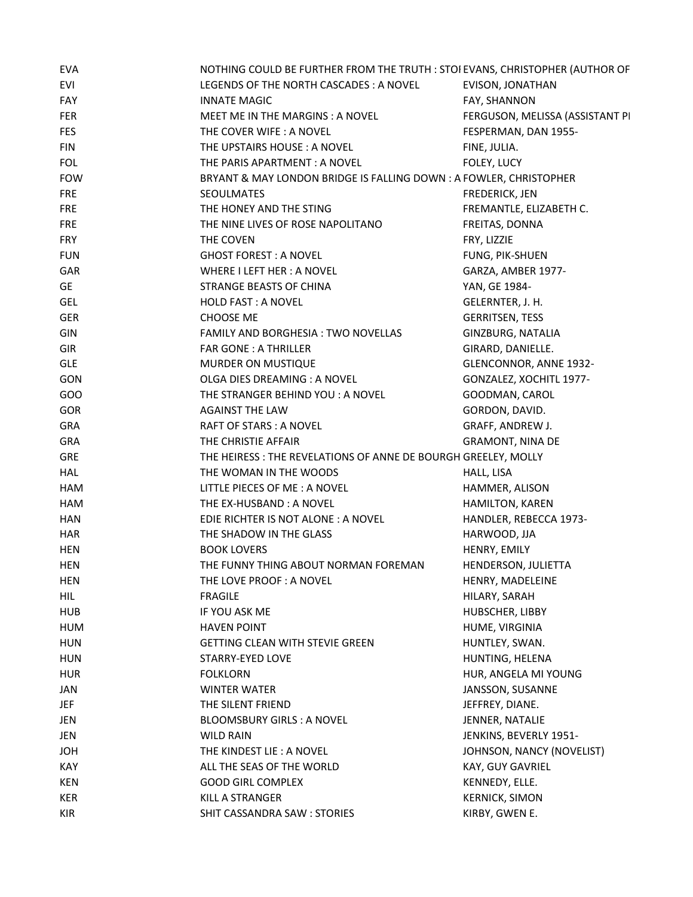| | | |
|---|---|---|
| EVA | NOTHING COULD BE FURTHER FROM THE TRUTH : STOI | EVANS, CHRISTOPHER (AUTHOR OF |
| EVI | LEGENDS OF THE NORTH CASCADES : A NOVEL | EVISON, JONATHAN |
| FAY | INNATE MAGIC | FAY, SHANNON |
| FER | MEET ME IN THE MARGINS : A NOVEL | FERGUSON, MELISSA (ASSISTANT PI |
| FES | THE COVER WIFE : A NOVEL | FESPERMAN, DAN 1955- |
| FIN | THE UPSTAIRS HOUSE : A NOVEL | FINE, JULIA. |
| FOL | THE PARIS APARTMENT : A NOVEL | FOLEY, LUCY |
| FOW | BRYANT & MAY LONDON BRIDGE IS FALLING DOWN : A | FOWLER, CHRISTOPHER |
| FRE | SEOULMATES | FREDERICK, JEN |
| FRE | THE HONEY AND THE STING | FREMANTLE, ELIZABETH C. |
| FRE | THE NINE LIVES OF ROSE NAPOLITANO | FREITAS, DONNA |
| FRY | THE COVEN | FRY, LIZZIE |
| FUN | GHOST FOREST : A NOVEL | FUNG, PIK-SHUEN |
| GAR | WHERE I LEFT HER : A NOVEL | GARZA, AMBER 1977- |
| GE | STRANGE BEASTS OF CHINA | YAN, GE 1984- |
| GEL | HOLD FAST : A NOVEL | GELERNTER, J. H. |
| GER | CHOOSE ME | GERRITSEN, TESS |
| GIN | FAMILY AND BORGHESIA : TWO NOVELLAS | GINZBURG, NATALIA |
| GIR | FAR GONE : A THRILLER | GIRARD, DANIELLE. |
| GLE | MURDER ON MUSTIQUE | GLENCONNOR, ANNE 1932- |
| GON | OLGA DIES DREAMING : A NOVEL | GONZALEZ, XOCHITL 1977- |
| GOO | THE STRANGER BEHIND YOU : A NOVEL | GOODMAN, CAROL |
| GOR | AGAINST THE LAW | GORDON, DAVID. |
| GRA | RAFT OF STARS : A NOVEL | GRAFF, ANDREW J. |
| GRA | THE CHRISTIE AFFAIR | GRAMONT, NINA DE |
| GRE | THE HEIRESS : THE REVELATIONS OF ANNE DE BOURGH | GREELEY, MOLLY |
| HAL | THE WOMAN IN THE WOODS | HALL, LISA |
| HAM | LITTLE PIECES OF ME : A NOVEL | HAMMER, ALISON |
| HAM | THE EX-HUSBAND : A NOVEL | HAMILTON, KAREN |
| HAN | EDIE RICHTER IS NOT ALONE : A NOVEL | HANDLER, REBECCA 1973- |
| HAR | THE SHADOW IN THE GLASS | HARWOOD, JJA |
| HEN | BOOK LOVERS | HENRY, EMILY |
| HEN | THE FUNNY THING ABOUT NORMAN FOREMAN | HENDERSON, JULIETTA |
| HEN | THE LOVE PROOF : A NOVEL | HENRY, MADELEINE |
| HIL | FRAGILE | HILARY, SARAH |
| HUB | IF YOU ASK ME | HUBSCHER, LIBBY |
| HUM | HAVEN POINT | HUME, VIRGINIA |
| HUN | GETTING CLEAN WITH STEVIE GREEN | HUNTLEY, SWAN. |
| HUN | STARRY-EYED LOVE | HUNTING, HELENA |
| HUR | FOLKLORN | HUR, ANGELA MI YOUNG |
| JAN | WINTER WATER | JANSSON, SUSANNE |
| JEF | THE SILENT FRIEND | JEFFREY, DIANE. |
| JEN | BLOOMSBURY GIRLS : A NOVEL | JENNER, NATALIE |
| JEN | WILD RAIN | JENKINS, BEVERLY 1951- |
| JOH | THE KINDEST LIE : A NOVEL | JOHNSON, NANCY (NOVELIST) |
| KAY | ALL THE SEAS OF THE WORLD | KAY, GUY GAVRIEL |
| KEN | GOOD GIRL COMPLEX | KENNEDY, ELLE. |
| KER | KILL A STRANGER | KERNICK, SIMON |
| KIR | SHIT CASSANDRA SAW : STORIES | KIRBY, GWEN E. |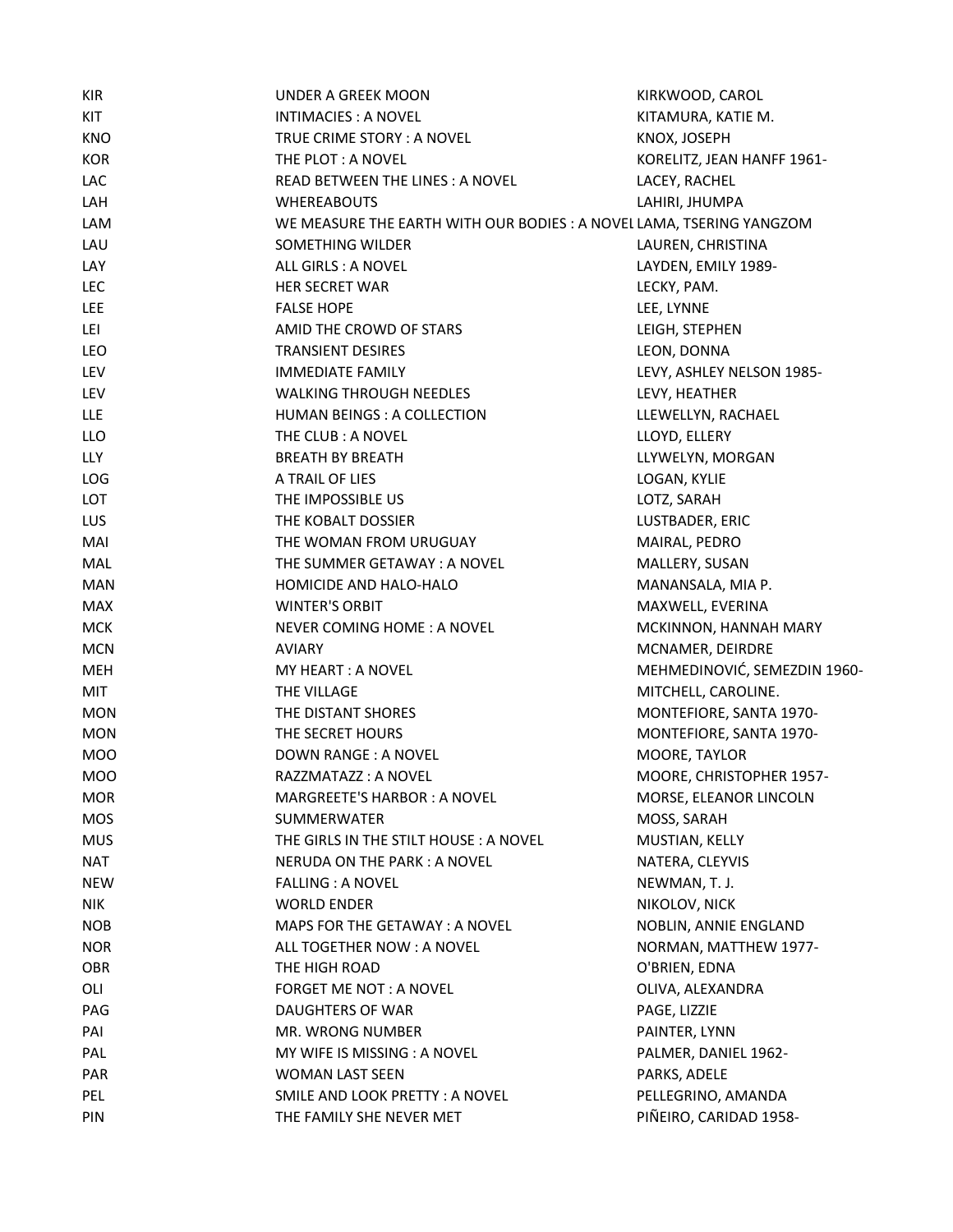| | | |
|---|---|---|
| KIR | UNDER A GREEK MOON | KIRKWOOD, CAROL |
| KIT | INTIMACIES : A NOVEL | KITAMURA, KATIE M. |
| KNO | TRUE CRIME STORY : A NOVEL | KNOX, JOSEPH |
| KOR | THE PLOT : A NOVEL | KORELITZ, JEAN HANFF 1961- |
| LAC | READ BETWEEN THE LINES : A NOVEL | LACEY, RACHEL |
| LAH | WHEREABOUTS | LAHIRI, JHUMPA |
| LAM | WE MEASURE THE EARTH WITH OUR BODIES : A NOVEL | LAMA, TSERING YANGZOM |
| LAU | SOMETHING WILDER | LAUREN, CHRISTINA |
| LAY | ALL GIRLS : A NOVEL | LAYDEN, EMILY 1989- |
| LEC | HER SECRET WAR | LECKY, PAM. |
| LEE | FALSE HOPE | LEE, LYNNE |
| LEI | AMID THE CROWD OF STARS | LEIGH, STEPHEN |
| LEO | TRANSIENT DESIRES | LEON, DONNA |
| LEV | IMMEDIATE FAMILY | LEVY, ASHLEY NELSON 1985- |
| LEV | WALKING THROUGH NEEDLES | LEVY, HEATHER |
| LLE | HUMAN BEINGS : A COLLECTION | LLEWELLYN, RACHAEL |
| LLO | THE CLUB : A NOVEL | LLOYD, ELLERY |
| LLY | BREATH BY BREATH | LLYWELYN, MORGAN |
| LOG | A TRAIL OF LIES | LOGAN, KYLIE |
| LOT | THE IMPOSSIBLE US | LOTZ, SARAH |
| LUS | THE KOBALT DOSSIER | LUSTBADER, ERIC |
| MAI | THE WOMAN FROM URUGUAY | MAIRAL, PEDRO |
| MAL | THE SUMMER GETAWAY : A NOVEL | MALLERY, SUSAN |
| MAN | HOMICIDE AND HALO-HALO | MANANSALA, MIA P. |
| MAX | WINTER'S ORBIT | MAXWELL, EVERINA |
| MCK | NEVER COMING HOME : A NOVEL | MCKINNON, HANNAH MARY |
| MCN | AVIARY | MCNAMER, DEIRDRE |
| MEH | MY HEART : A NOVEL | MEHMEDINOVIĆ, SEMEZDIN 1960- |
| MIT | THE VILLAGE | MITCHELL, CAROLINE. |
| MON | THE DISTANT SHORES | MONTEFIORE, SANTA 1970- |
| MON | THE SECRET HOURS | MONTEFIORE, SANTA 1970- |
| MOO | DOWN RANGE : A NOVEL | MOORE, TAYLOR |
| MOO | RAZZMATAZZ : A NOVEL | MOORE, CHRISTOPHER 1957- |
| MOR | MARGREETE'S HARBOR : A NOVEL | MORSE, ELEANOR LINCOLN |
| MOS | SUMMERWATER | MOSS, SARAH |
| MUS | THE GIRLS IN THE STILT HOUSE : A NOVEL | MUSTIAN, KELLY |
| NAT | NERUDA ON THE PARK : A NOVEL | NATERA, CLEYVIS |
| NEW | FALLING : A NOVEL | NEWMAN, T. J. |
| NIK | WORLD ENDER | NIKOLOV, NICK |
| NOB | MAPS FOR THE GETAWAY : A NOVEL | NOBLIN, ANNIE ENGLAND |
| NOR | ALL TOGETHER NOW : A NOVEL | NORMAN, MATTHEW 1977- |
| OBR | THE HIGH ROAD | O'BRIEN, EDNA |
| OLI | FORGET ME NOT : A NOVEL | OLIVA, ALEXANDRA |
| PAG | DAUGHTERS OF WAR | PAGE, LIZZIE |
| PAI | MR. WRONG NUMBER | PAINTER, LYNN |
| PAL | MY WIFE IS MISSING : A NOVEL | PALMER, DANIEL 1962- |
| PAR | WOMAN LAST SEEN | PARKS, ADELE |
| PEL | SMILE AND LOOK PRETTY : A NOVEL | PELLEGRINO, AMANDA |
| PIN | THE FAMILY SHE NEVER MET | PIÑEIRO, CARIDAD 1958- |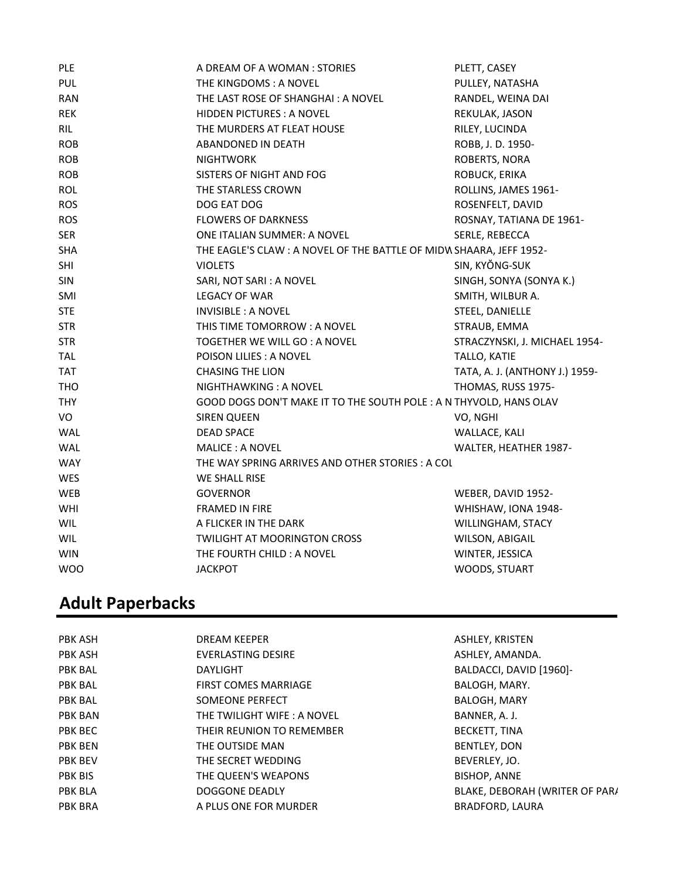| | | |
|---|---|---|
| PLE | A DREAM OF A WOMAN : STORIES | PLETT, CASEY |
| PUL | THE KINGDOMS : A NOVEL | PULLEY, NATASHA |
| RAN | THE LAST ROSE OF SHANGHAI : A NOVEL | RANDEL, WEINA DAI |
| REK | HIDDEN PICTURES : A NOVEL | REKULAK, JASON |
| RIL | THE MURDERS AT FLEAT HOUSE | RILEY, LUCINDA |
| ROB | ABANDONED IN DEATH | ROBB, J. D. 1950- |
| ROB | NIGHTWORK | ROBERTS, NORA |
| ROB | SISTERS OF NIGHT AND FOG | ROBUCK, ERIKA |
| ROL | THE STARLESS CROWN | ROLLINS, JAMES 1961- |
| ROS | DOG EAT DOG | ROSENFELT, DAVID |
| ROS | FLOWERS OF DARKNESS | ROSNAY, TATIANA DE 1961- |
| SER | ONE ITALIAN SUMMER: A NOVEL | SERLE, REBECCA |
| SHA | THE EAGLE'S CLAW : A NOVEL OF THE BATTLE OF MIDW | SHAARA, JEFF 1952- |
| SHI | VIOLETS | SIN, KYŎNG-SUK |
| SIN | SARI, NOT SARI : A NOVEL | SINGH, SONYA (SONYA K.) |
| SMI | LEGACY OF WAR | SMITH, WILBUR A. |
| STE | INVISIBLE : A NOVEL | STEEL, DANIELLE |
| STR | THIS TIME TOMORROW : A NOVEL | STRAUB, EMMA |
| STR | TOGETHER WE WILL GO : A NOVEL | STRACZYNSKI, J. MICHAEL 1954- |
| TAL | POISON LILIES : A NOVEL | TALLO, KATIE |
| TAT | CHASING THE LION | TATA, A. J. (ANTHONY J.) 1959- |
| THO | NIGHTHAWKING : A NOVEL | THOMAS, RUSS 1975- |
| THY | GOOD DOGS DON'T MAKE IT TO THE SOUTH POLE : A N | THYVOLD, HANS OLAV |
| VO | SIREN QUEEN | VO, NGHI |
| WAL | DEAD SPACE | WALLACE, KALI |
| WAL | MALICE : A NOVEL | WALTER, HEATHER 1987- |
| WAY | THE WAY SPRING ARRIVES AND OTHER STORIES : A COL | |
| WES | WE SHALL RISE | |
| WEB | GOVERNOR | WEBER, DAVID 1952- |
| WHI | FRAMED IN FIRE | WHISHAW, IONA 1948- |
| WIL | A FLICKER IN THE DARK | WILLINGHAM, STACY |
| WIL | TWILIGHT AT MOORINGTON CROSS | WILSON, ABIGAIL |
| WIN | THE FOURTH CHILD : A NOVEL | WINTER, JESSICA |
| WOO | JACKPOT | WOODS, STUART |

## Adult Paperbacks

| | | |
|---|---|---|
| PBK ASH | DREAM KEEPER | ASHLEY, KRISTEN |
| PBK ASH | EVERLASTING DESIRE | ASHLEY, AMANDA. |
| PBK BAL | DAYLIGHT | BALDACCI, DAVID [1960]- |
| PBK BAL | FIRST COMES MARRIAGE | BALOGH, MARY. |
| PBK BAL | SOMEONE PERFECT | BALOGH, MARY |
| PBK BAN | THE TWILIGHT WIFE : A NOVEL | BANNER, A. J. |
| PBK BEC | THEIR REUNION TO REMEMBER | BECKETT, TINA |
| PBK BEN | THE OUTSIDE MAN | BENTLEY, DON |
| PBK BEV | THE SECRET WEDDING | BEVERLEY, JO. |
| PBK BIS | THE QUEEN'S WEAPONS | BISHOP, ANNE |
| PBK BLA | DOGGONE DEADLY | BLAKE, DEBORAH (WRITER OF PARA |
| PBK BRA | A PLUS ONE FOR MURDER | BRADFORD, LAURA |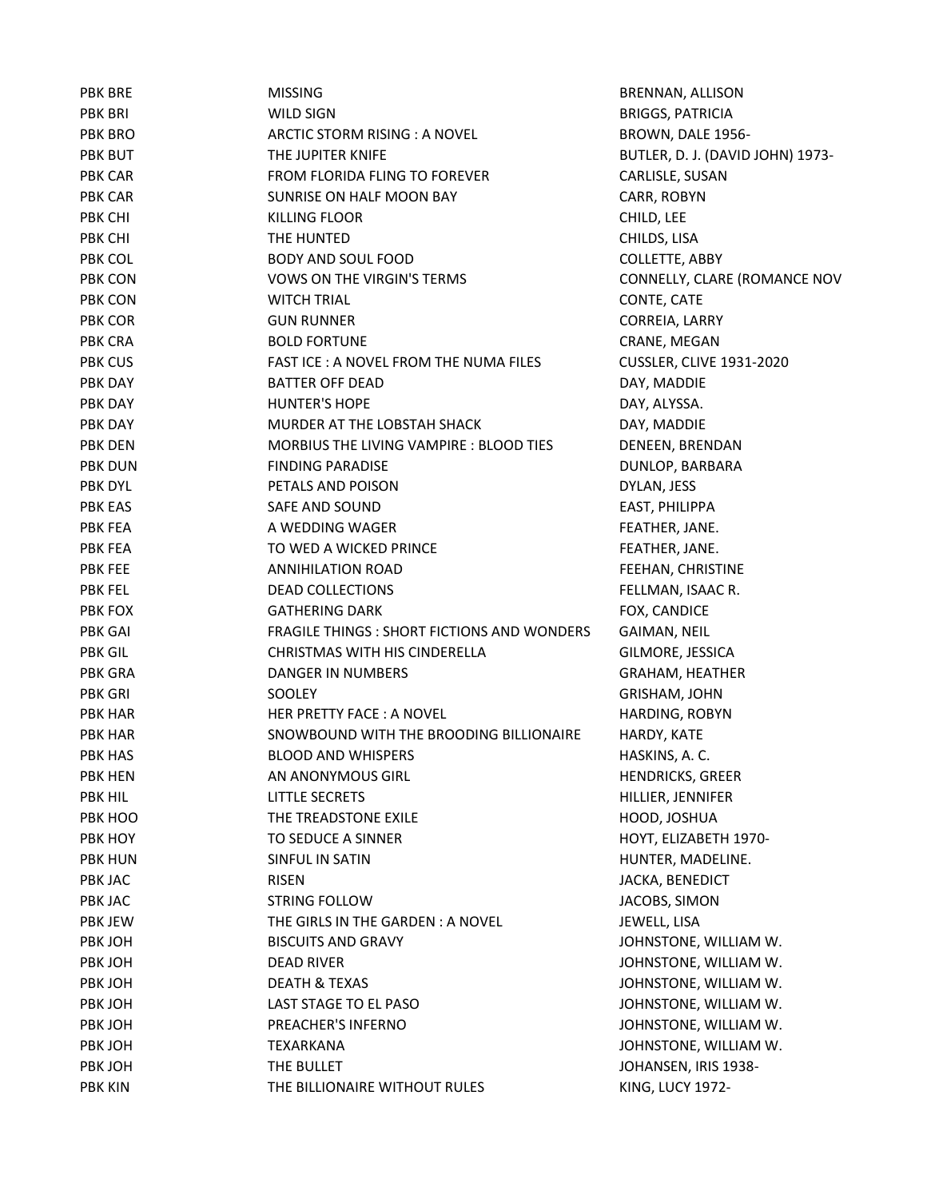| | | |
|---|---|---|
| PBK BRE | MISSING | BRENNAN, ALLISON |
| PBK BRI | WILD SIGN | BRIGGS, PATRICIA |
| PBK BRO | ARCTIC STORM RISING : A NOVEL | BROWN, DALE 1956- |
| PBK BUT | THE JUPITER KNIFE | BUTLER, D. J. (DAVID JOHN) 1973- |
| PBK CAR | FROM FLORIDA FLING TO FOREVER | CARLISLE, SUSAN |
| PBK CAR | SUNRISE ON HALF MOON BAY | CARR, ROBYN |
| PBK CHI | KILLING FLOOR | CHILD, LEE |
| PBK CHI | THE HUNTED | CHILDS, LISA |
| PBK COL | BODY AND SOUL FOOD | COLLETTE, ABBY |
| PBK CON | VOWS ON THE VIRGIN'S TERMS | CONNELLY, CLARE (ROMANCE NOV |
| PBK CON | WITCH TRIAL | CONTE, CATE |
| PBK COR | GUN RUNNER | CORREIA, LARRY |
| PBK CRA | BOLD FORTUNE | CRANE, MEGAN |
| PBK CUS | FAST ICE : A NOVEL FROM THE NUMA FILES | CUSSLER, CLIVE 1931-2020 |
| PBK DAY | BATTER OFF DEAD | DAY, MADDIE |
| PBK DAY | HUNTER'S HOPE | DAY, ALYSSA. |
| PBK DAY | MURDER AT THE LOBSTAH SHACK | DAY, MADDIE |
| PBK DEN | MORBIUS THE LIVING VAMPIRE : BLOOD TIES | DENEEN, BRENDAN |
| PBK DUN | FINDING PARADISE | DUNLOP, BARBARA |
| PBK DYL | PETALS AND POISON | DYLAN, JESS |
| PBK EAS | SAFE AND SOUND | EAST, PHILIPPA |
| PBK FEA | A WEDDING WAGER | FEATHER, JANE. |
| PBK FEA | TO WED A WICKED PRINCE | FEATHER, JANE. |
| PBK FEE | ANNIHILATION ROAD | FEEHAN, CHRISTINE |
| PBK FEL | DEAD COLLECTIONS | FELLMAN, ISAAC R. |
| PBK FOX | GATHERING DARK | FOX, CANDICE |
| PBK GAI | FRAGILE THINGS : SHORT FICTIONS AND WONDERS | GAIMAN, NEIL |
| PBK GIL | CHRISTMAS WITH HIS CINDERELLA | GILMORE, JESSICA |
| PBK GRA | DANGER IN NUMBERS | GRAHAM, HEATHER |
| PBK GRI | SOOLEY | GRISHAM, JOHN |
| PBK HAR | HER PRETTY FACE : A NOVEL | HARDING, ROBYN |
| PBK HAR | SNOWBOUND WITH THE BROODING BILLIONAIRE | HARDY, KATE |
| PBK HAS | BLOOD AND WHISPERS | HASKINS, A. C. |
| PBK HEN | AN ANONYMOUS GIRL | HENDRICKS, GREER |
| PBK HIL | LITTLE SECRETS | HILLIER, JENNIFER |
| PBK HOO | THE TREADSTONE EXILE | HOOD, JOSHUA |
| PBK HOY | TO SEDUCE A SINNER | HOYT, ELIZABETH 1970- |
| PBK HUN | SINFUL IN SATIN | HUNTER, MADELINE. |
| PBK JAC | RISEN | JACKA, BENEDICT |
| PBK JAC | STRING FOLLOW | JACOBS, SIMON |
| PBK JEW | THE GIRLS IN THE GARDEN : A NOVEL | JEWELL, LISA |
| PBK JOH | BISCUITS AND GRAVY | JOHNSTONE, WILLIAM W. |
| PBK JOH | DEAD RIVER | JOHNSTONE, WILLIAM W. |
| PBK JOH | DEATH & TEXAS | JOHNSTONE, WILLIAM W. |
| PBK JOH | LAST STAGE TO EL PASO | JOHNSTONE, WILLIAM W. |
| PBK JOH | PREACHER'S INFERNO | JOHNSTONE, WILLIAM W. |
| PBK JOH | TEXARKANA | JOHNSTONE, WILLIAM W. |
| PBK JOH | THE BULLET | JOHANSEN, IRIS 1938- |
| PBK KIN | THE BILLIONAIRE WITHOUT RULES | KING, LUCY 1972- |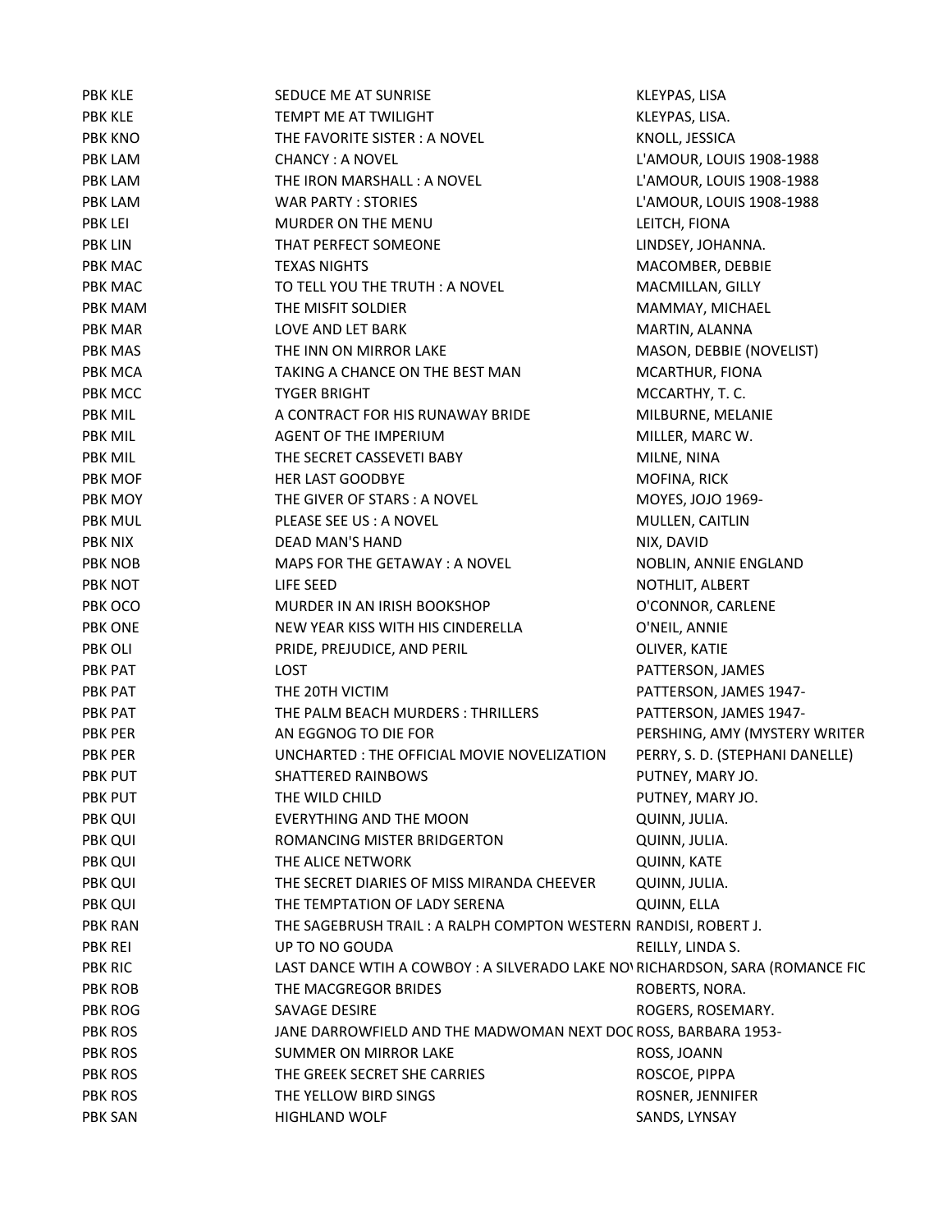| | | |
|---|---|---|
| PBK KLE | SEDUCE ME AT SUNRISE | KLEYPAS, LISA |
| PBK KLE | TEMPT ME AT TWILIGHT | KLEYPAS, LISA. |
| PBK KNO | THE FAVORITE SISTER : A NOVEL | KNOLL, JESSICA |
| PBK LAM | CHANCY : A NOVEL | L'AMOUR, LOUIS 1908-1988 |
| PBK LAM | THE IRON MARSHALL : A NOVEL | L'AMOUR, LOUIS 1908-1988 |
| PBK LAM | WAR PARTY : STORIES | L'AMOUR, LOUIS 1908-1988 |
| PBK LEI | MURDER ON THE MENU | LEITCH, FIONA |
| PBK LIN | THAT PERFECT SOMEONE | LINDSEY, JOHANNA. |
| PBK MAC | TEXAS NIGHTS | MACOMBER, DEBBIE |
| PBK MAC | TO TELL YOU THE TRUTH : A NOVEL | MACMILLAN, GILLY |
| PBK MAM | THE MISFIT SOLDIER | MAMMAY, MICHAEL |
| PBK MAR | LOVE AND LET BARK | MARTIN, ALANNA |
| PBK MAS | THE INN ON MIRROR LAKE | MASON, DEBBIE (NOVELIST) |
| PBK MCA | TAKING A CHANCE ON THE BEST MAN | MCARTHUR, FIONA |
| PBK MCC | TYGER BRIGHT | MCCARTHY, T. C. |
| PBK MIL | A CONTRACT FOR HIS RUNAWAY BRIDE | MILBURNE, MELANIE |
| PBK MIL | AGENT OF THE IMPERIUM | MILLER, MARC W. |
| PBK MIL | THE SECRET CASSEVETI BABY | MILNE, NINA |
| PBK MOF | HER LAST GOODBYE | MOFINA, RICK |
| PBK MOY | THE GIVER OF STARS : A NOVEL | MOYES, JOJO 1969- |
| PBK MUL | PLEASE SEE US : A NOVEL | MULLEN, CAITLIN |
| PBK NIX | DEAD MAN'S HAND | NIX, DAVID |
| PBK NOB | MAPS FOR THE GETAWAY : A NOVEL | NOBLIN, ANNIE ENGLAND |
| PBK NOT | LIFE SEED | NOTHLIT, ALBERT |
| PBK OCO | MURDER IN AN IRISH BOOKSHOP | O'CONNOR, CARLENE |
| PBK ONE | NEW YEAR KISS WITH HIS CINDERELLA | O'NEIL, ANNIE |
| PBK OLI | PRIDE, PREJUDICE, AND PERIL | OLIVER, KATIE |
| PBK PAT | LOST | PATTERSON, JAMES |
| PBK PAT | THE 20TH VICTIM | PATTERSON, JAMES 1947- |
| PBK PAT | THE PALM BEACH MURDERS : THRILLERS | PATTERSON, JAMES 1947- |
| PBK PER | AN EGGNOG TO DIE FOR | PERSHING, AMY (MYSTERY WRITER |
| PBK PER | UNCHARTED : THE OFFICIAL MOVIE NOVELIZATION | PERRY, S. D. (STEPHANI DANELLE) |
| PBK PUT | SHATTERED RAINBOWS | PUTNEY, MARY JO. |
| PBK PUT | THE WILD CHILD | PUTNEY, MARY JO. |
| PBK QUI | EVERYTHING AND THE MOON | QUINN, JULIA. |
| PBK QUI | ROMANCING MISTER BRIDGERTON | QUINN, JULIA. |
| PBK QUI | THE ALICE NETWORK | QUINN, KATE |
| PBK QUI | THE SECRET DIARIES OF MISS MIRANDA CHEEVER | QUINN, JULIA. |
| PBK QUI | THE TEMPTATION OF LADY SERENA | QUINN, ELLA |
| PBK RAN | THE SAGEBRUSH TRAIL : A RALPH COMPTON WESTERN | RANDISI, ROBERT J. |
| PBK REI | UP TO NO GOUDA | REILLY, LINDA S. |
| PBK RIC | LAST DANCE WTIH A COWBOY : A SILVERADO LAKE NO | RICHARDSON, SARA (ROMANCE FIC |
| PBK ROB | THE MACGREGOR BRIDES | ROBERTS, NORA. |
| PBK ROG | SAVAGE DESIRE | ROGERS, ROSEMARY. |
| PBK ROS | JANE DARROWFIELD AND THE MADWOMAN NEXT DOC | ROSS, BARBARA 1953- |
| PBK ROS | SUMMER ON MIRROR LAKE | ROSS, JOANN |
| PBK ROS | THE GREEK SECRET SHE CARRIES | ROSCOE, PIPPA |
| PBK ROS | THE YELLOW BIRD SINGS | ROSNER, JENNIFER |
| PBK SAN | HIGHLAND WOLF | SANDS, LYNSAY |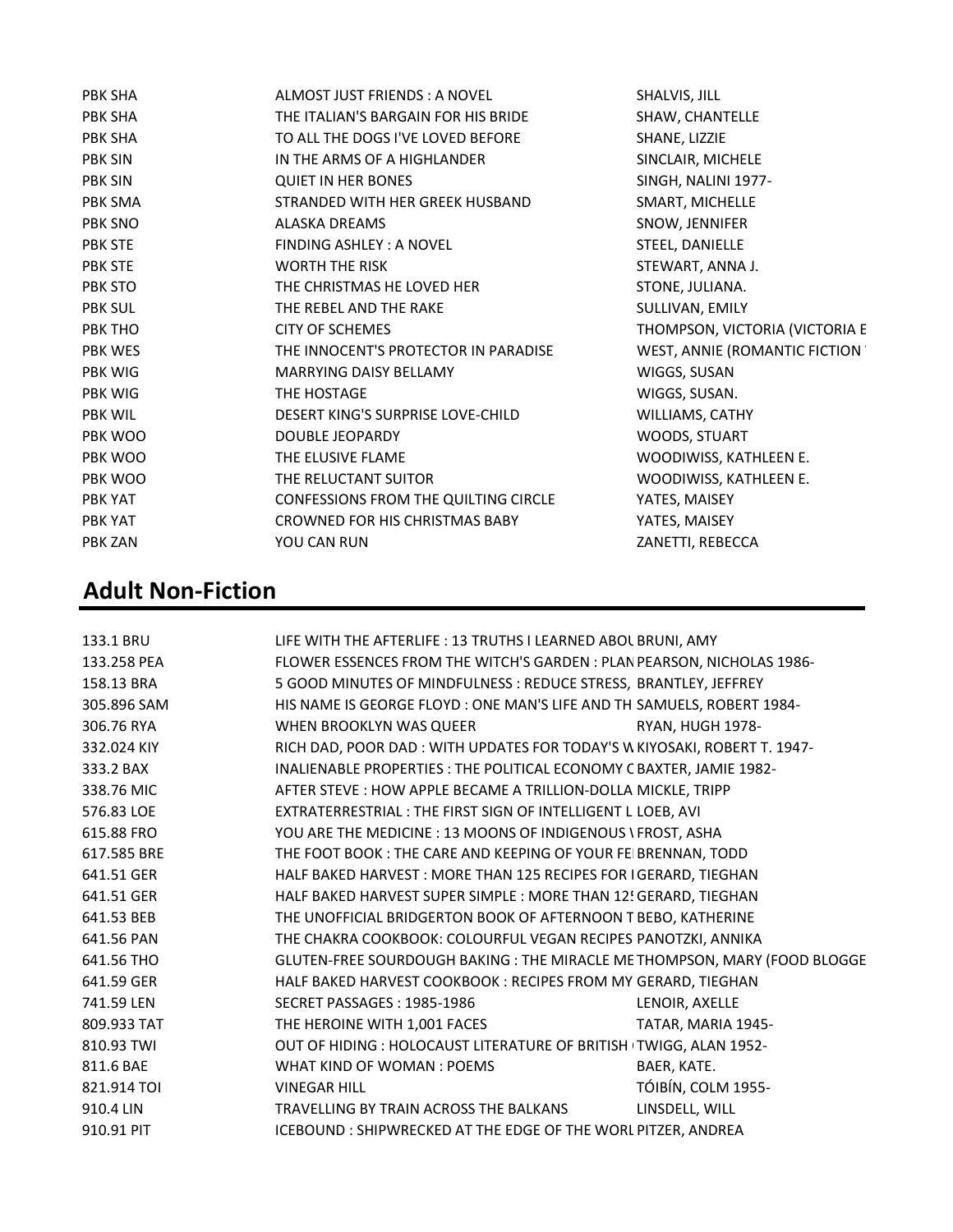| | | |
|---|---|---|
| PBK SHA | ALMOST JUST FRIENDS : A NOVEL | SHALVIS, JILL |
| PBK SHA | THE ITALIAN'S BARGAIN FOR HIS BRIDE | SHAW, CHANTELLE |
| PBK SHA | TO ALL THE DOGS I'VE LOVED BEFORE | SHANE, LIZZIE |
| PBK SIN | IN THE ARMS OF A HIGHLANDER | SINCLAIR, MICHELE |
| PBK SIN | QUIET IN HER BONES | SINGH, NALINI 1977- |
| PBK SMA | STRANDED WITH HER GREEK HUSBAND | SMART, MICHELLE |
| PBK SNO | ALASKA DREAMS | SNOW, JENNIFER |
| PBK STE | FINDING ASHLEY : A NOVEL | STEEL, DANIELLE |
| PBK STE | WORTH THE RISK | STEWART, ANNA J. |
| PBK STO | THE CHRISTMAS HE LOVED HER | STONE, JULIANA. |
| PBK SUL | THE REBEL AND THE RAKE | SULLIVAN, EMILY |
| PBK THO | CITY OF SCHEMES | THOMPSON, VICTORIA (VICTORIA E |
| PBK WES | THE INNOCENT'S PROTECTOR IN PARADISE | WEST, ANNIE (ROMANTIC FICTION |
| PBK WIG | MARRYING DAISY BELLAMY | WIGGS, SUSAN |
| PBK WIG | THE HOSTAGE | WIGGS, SUSAN. |
| PBK WIL | DESERT KING'S SURPRISE LOVE-CHILD | WILLIAMS, CATHY |
| PBK WOO | DOUBLE JEOPARDY | WOODS, STUART |
| PBK WOO | THE ELUSIVE FLAME | WOODIWISS, KATHLEEN E. |
| PBK WOO | THE RELUCTANT SUITOR | WOODIWISS, KATHLEEN E. |
| PBK YAT | CONFESSIONS FROM THE QUILTING CIRCLE | YATES, MAISEY |
| PBK YAT | CROWNED FOR HIS CHRISTMAS BABY | YATES, MAISEY |
| PBK ZAN | YOU CAN RUN | ZANETTI, REBECCA |

## Adult Non-Fiction

| | | |
|---|---|---|
| 133.1 BRU | LIFE WITH THE AFTERLIFE : 13 TRUTHS I LEARNED ABOU | BRUNI, AMY |
| 133.258 PEA | FLOWER ESSENCES FROM THE WITCH'S GARDEN : PLAN | PEARSON, NICHOLAS 1986- |
| 158.13 BRA | 5 GOOD MINUTES OF MINDFULNESS : REDUCE STRESS, | BRANTLEY, JEFFREY |
| 305.896 SAM | HIS NAME IS GEORGE FLOYD : ONE MAN'S LIFE AND TH | SAMUELS, ROBERT 1984- |
| 306.76 RYA | WHEN BROOKLYN WAS QUEER | RYAN, HUGH 1978- |
| 332.024 KIY | RICH DAD, POOR DAD : WITH UPDATES FOR TODAY'S W | KIYOSAKI, ROBERT T. 1947- |
| 333.2 BAX | INALIENABLE PROPERTIES : THE POLITICAL ECONOMY C | BAXTER, JAMIE 1982- |
| 338.76 MIC | AFTER STEVE : HOW APPLE BECAME A TRILLION-DOLLA | MICKLE, TRIPP |
| 576.83 LOE | EXTRATERRESTRIAL : THE FIRST SIGN OF INTELLIGENT L | LOEB, AVI |
| 615.88 FRO | YOU ARE THE MEDICINE : 13 MOONS OF INDIGENOUS \ | FROST, ASHA |
| 617.585 BRE | THE FOOT BOOK : THE CARE AND KEEPING OF YOUR FE | BRENNAN, TODD |
| 641.51 GER | HALF BAKED HARVEST : MORE THAN 125 RECIPES FOR I | GERARD, TIEGHAN |
| 641.51 GER | HALF BAKED HARVEST SUPER SIMPLE : MORE THAN 12! | GERARD, TIEGHAN |
| 641.53 BEB | THE UNOFFICIAL BRIDGERTON BOOK OF AFTERNOON T | BEBO, KATHERINE |
| 641.56 PAN | THE CHAKRA COOKBOOK: COLOURFUL VEGAN RECIPES | PANOTZKI, ANNIKA |
| 641.56 THO | GLUTEN-FREE SOURDOUGH BAKING : THE MIRACLE ME | THOMPSON, MARY (FOOD BLOGGE |
| 641.59 GER | HALF BAKED HARVEST COOKBOOK : RECIPES FROM MY | GERARD, TIEGHAN |
| 741.59 LEN | SECRET PASSAGES : 1985-1986 | LENOIR, AXELLE |
| 809.933 TAT | THE HEROINE WITH 1,001 FACES | TATAR, MARIA 1945- |
| 810.93 TWI | OUT OF HIDING : HOLOCAUST LITERATURE OF BRITISH | TWIGG, ALAN 1952- |
| 811.6 BAE | WHAT KIND OF WOMAN : POEMS | BAER, KATE. |
| 821.914 TOI | VINEGAR HILL | TÓIBÍN, COLM 1955- |
| 910.4 LIN | TRAVELLING BY TRAIN ACROSS THE BALKANS | LINSDELL, WILL |
| 910.91 PIT | ICEBOUND : SHIPWRECKED AT THE EDGE OF THE WORL | PITZER, ANDREA |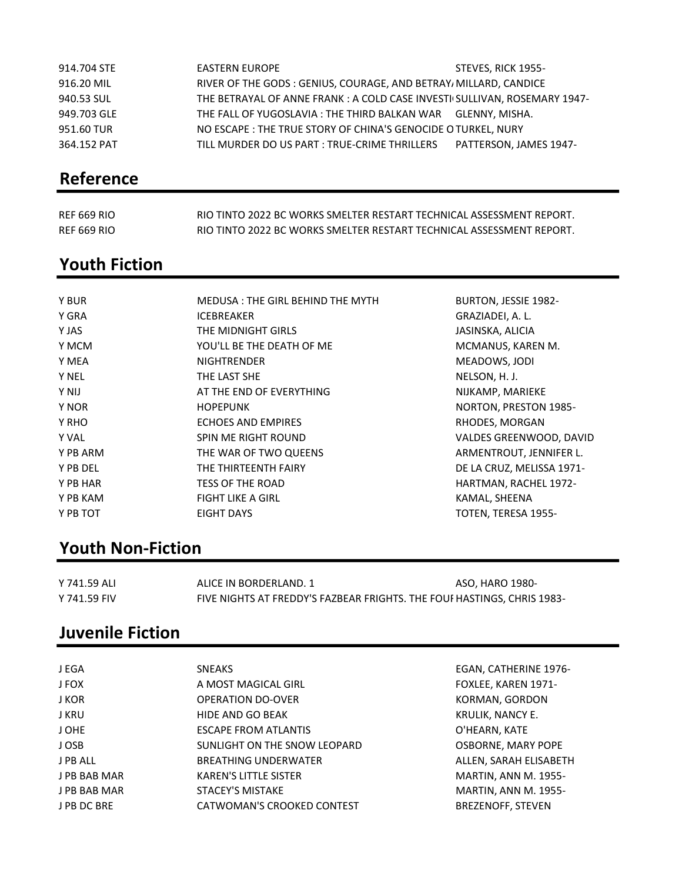| | | |
|---|---|---|
| 914.704 STE | EASTERN EUROPE | STEVES, RICK 1955- |
| 916.20 MIL | RIVER OF THE GODS : GENIUS, COURAGE, AND BETRAY | MILLARD, CANDICE |
| 940.53 SUL | THE BETRAYAL OF ANNE FRANK : A COLD CASE INVESTI | SULLIVAN, ROSEMARY 1947- |
| 949.703 GLE | THE FALL OF YUGOSLAVIA : THE THIRD BALKAN WAR | GLENNY, MISHA. |
| 951.60 TUR | NO ESCAPE : THE TRUE STORY OF CHINA'S GENOCIDE O | TURKEL, NURY |
| 364.152 PAT | TILL MURDER DO US PART : TRUE-CRIME THRILLERS | PATTERSON, JAMES 1947- |

## Reference

| | | |
|---|---|---|
| REF 669 RIO | RIO TINTO 2022 BC WORKS SMELTER RESTART TECHNICAL ASSESSMENT REPORT. | |
| REF 669 RIO | RIO TINTO 2022 BC WORKS SMELTER RESTART TECHNICAL ASSESSMENT REPORT. | |

## Youth Fiction

| | | |
|---|---|---|
| Y BUR | MEDUSA : THE GIRL BEHIND THE MYTH | BURTON, JESSIE 1982- |
| Y GRA | ICEBREAKER | GRAZIADEI, A. L. |
| Y JAS | THE MIDNIGHT GIRLS | JASINSKA, ALICIA |
| Y MCM | YOU'LL BE THE DEATH OF ME | MCMANUS, KAREN M. |
| Y MEA | NIGHTRENDER | MEADOWS, JODI |
| Y NEL | THE LAST SHE | NELSON, H. J. |
| Y NIJ | AT THE END OF EVERYTHING | NIJKAMP, MARIEKE |
| Y NOR | HOPEPUNK | NORTON, PRESTON 1985- |
| Y RHO | ECHOES AND EMPIRES | RHODES, MORGAN |
| Y VAL | SPIN ME RIGHT ROUND | VALDES GREENWOOD, DAVID |
| Y PB ARM | THE WAR OF TWO QUEENS | ARMENTROUT, JENNIFER L. |
| Y PB DEL | THE THIRTEENTH FAIRY | DE LA CRUZ, MELISSA 1971- |
| Y PB HAR | TESS OF THE ROAD | HARTMAN, RACHEL 1972- |
| Y PB KAM | FIGHT LIKE A GIRL | KAMAL, SHEENA |
| Y PB TOT | EIGHT DAYS | TOTEN, TERESA 1955- |

## Youth Non-Fiction

| | | |
|---|---|---|
| Y 741.59 ALI | ALICE IN BORDERLAND. 1 | ASO, HARO 1980- |
| Y 741.59 FIV | FIVE NIGHTS AT FREDDY'S FAZBEAR FRIGHTS. THE FOUI | HASTINGS, CHRIS 1983- |

## Juvenile Fiction

| | | |
|---|---|---|
| J EGA | SNEAKS | EGAN, CATHERINE 1976- |
| J FOX | A MOST MAGICAL GIRL | FOXLEE, KAREN 1971- |
| J KOR | OPERATION DO-OVER | KORMAN, GORDON |
| J KRU | HIDE AND GO BEAK | KRULIK, NANCY E. |
| J OHE | ESCAPE FROM ATLANTIS | O'HEARN, KATE |
| J OSB | SUNLIGHT ON THE SNOW LEOPARD | OSBORNE, MARY POPE |
| J PB ALL | BREATHING UNDERWATER | ALLEN, SARAH ELISABETH |
| J PB BAB MAR | KAREN'S LITTLE SISTER | MARTIN, ANN M. 1955- |
| J PB BAB MAR | STACEY'S MISTAKE | MARTIN, ANN M. 1955- |
| J PB DC BRE | CATWOMAN'S CROOKED CONTEST | BREZENOFF, STEVEN |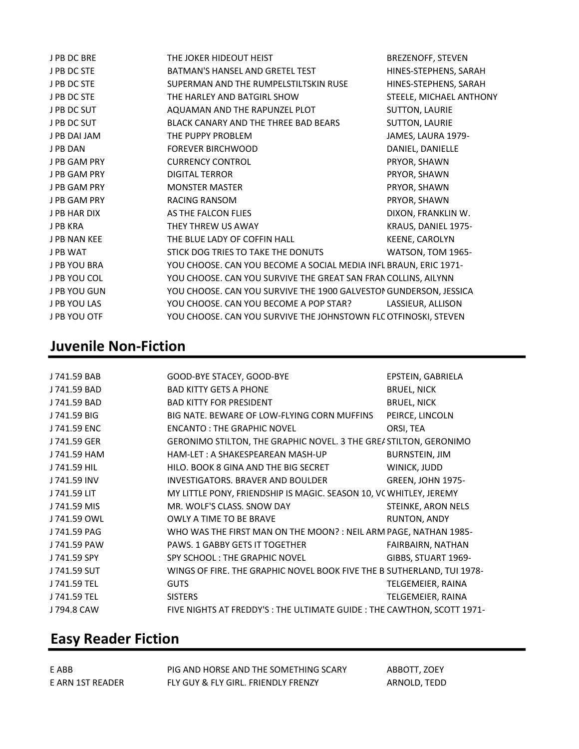| | | |
|---|---|---|
| J PB DC BRE | THE JOKER HIDEOUT HEIST | BREZENOFF, STEVEN |
| J PB DC STE | BATMAN'S HANSEL AND GRETEL TEST | HINES-STEPHENS, SARAH |
| J PB DC STE | SUPERMAN AND THE RUMPELSTILTSKIN RUSE | HINES-STEPHENS, SARAH |
| J PB DC STE | THE HARLEY AND BATGIRL SHOW | STEELE, MICHAEL ANTHONY |
| J PB DC SUT | AQUAMAN AND THE RAPUNZEL PLOT | SUTTON, LAURIE |
| J PB DC SUT | BLACK CANARY AND THE THREE BAD BEARS | SUTTON, LAURIE |
| J PB DAI JAM | THE PUPPY PROBLEM | JAMES, LAURA 1979- |
| J PB DAN | FOREVER BIRCHWOOD | DANIEL, DANIELLE |
| J PB GAM PRY | CURRENCY CONTROL | PRYOR, SHAWN |
| J PB GAM PRY | DIGITAL TERROR | PRYOR, SHAWN |
| J PB GAM PRY | MONSTER MASTER | PRYOR, SHAWN |
| J PB GAM PRY | RACING RANSOM | PRYOR, SHAWN |
| J PB HAR DIX | AS THE FALCON FLIES | DIXON, FRANKLIN W. |
| J PB KRA | THEY THREW US AWAY | KRAUS, DANIEL 1975- |
| J PB NAN KEE | THE BLUE LADY OF COFFIN HALL | KEENE, CAROLYN |
| J PB WAT | STICK DOG TRIES TO TAKE THE DONUTS | WATSON, TOM 1965- |
| J PB YOU BRA | YOU CHOOSE. CAN YOU BECOME A SOCIAL MEDIA INFL | BRAUN, ERIC 1971- |
| J PB YOU COL | YOU CHOOSE. CAN YOU SURVIVE THE GREAT SAN FRAN | COLLINS, AILYNN |
| J PB YOU GUN | YOU CHOOSE. CAN YOU SURVIVE THE 1900 GALVESTON | GUNDERSON, JESSICA |
| J PB YOU LAS | YOU CHOOSE. CAN YOU BECOME A POP STAR? | LASSIEUR, ALLISON |
| J PB YOU OTF | YOU CHOOSE. CAN YOU SURVIVE THE JOHNSTOWN FLC | OTFINOSKI, STEVEN |

## Juvenile Non-Fiction

| | | |
|---|---|---|
| J 741.59 BAB | GOOD-BYE STACEY, GOOD-BYE | EPSTEIN, GABRIELA |
| J 741.59 BAD | BAD KITTY GETS A PHONE | BRUEL, NICK |
| J 741.59 BAD | BAD KITTY FOR PRESIDENT | BRUEL, NICK |
| J 741.59 BIG | BIG NATE. BEWARE OF LOW-FLYING CORN MUFFINS | PEIRCE, LINCOLN |
| J 741.59 ENC | ENCANTO : THE GRAPHIC NOVEL | ORSI, TEA |
| J 741.59 GER | GERONIMO STILTON, THE GRAPHIC NOVEL. 3 THE GREA | STILTON, GERONIMO |
| J 741.59 HAM | HAM-LET : A SHAKESPEAREAN MASH-UP | BURNSTEIN, JIM |
| J 741.59 HIL | HILO. BOOK 8 GINA AND THE BIG SECRET | WINICK, JUDD |
| J 741.59 INV | INVESTIGATORS. BRAVER AND BOULDER | GREEN, JOHN 1975- |
| J 741.59 LIT | MY LITTLE PONY, FRIENDSHIP IS MAGIC. SEASON 10, VC | WHITLEY, JEREMY |
| J 741.59 MIS | MR. WOLF'S CLASS. SNOW DAY | STEINKE, ARON NELS |
| J 741.59 OWL | OWLY A TIME TO BE BRAVE | RUNTON, ANDY |
| J 741.59 PAG | WHO WAS THE FIRST MAN ON THE MOON? : NEIL ARM | PAGE, NATHAN 1985- |
| J 741.59 PAW | PAWS. 1 GABBY GETS IT TOGETHER | FAIRBAIRN, NATHAN |
| J 741.59 SPY | SPY SCHOOL : THE GRAPHIC NOVEL | GIBBS, STUART 1969- |
| J 741.59 SUT | WINGS OF FIRE. THE GRAPHIC NOVEL BOOK FIVE THE B | SUTHERLAND, TUI 1978- |
| J 741.59 TEL | GUTS | TELGEMEIER, RAINA |
| J 741.59 TEL | SISTERS | TELGEMEIER, RAINA |
| J 794.8 CAW | FIVE NIGHTS AT FREDDY'S : THE ULTIMATE GUIDE : THE | CAWTHON, SCOTT 1971- |

## Easy Reader Fiction

| | | |
|---|---|---|
| E ABB | PIG AND HORSE AND THE SOMETHING SCARY | ABBOTT, ZOEY |
| E ARN 1ST READER | FLY GUY & FLY GIRL. FRIENDLY FRENZY | ARNOLD, TEDD |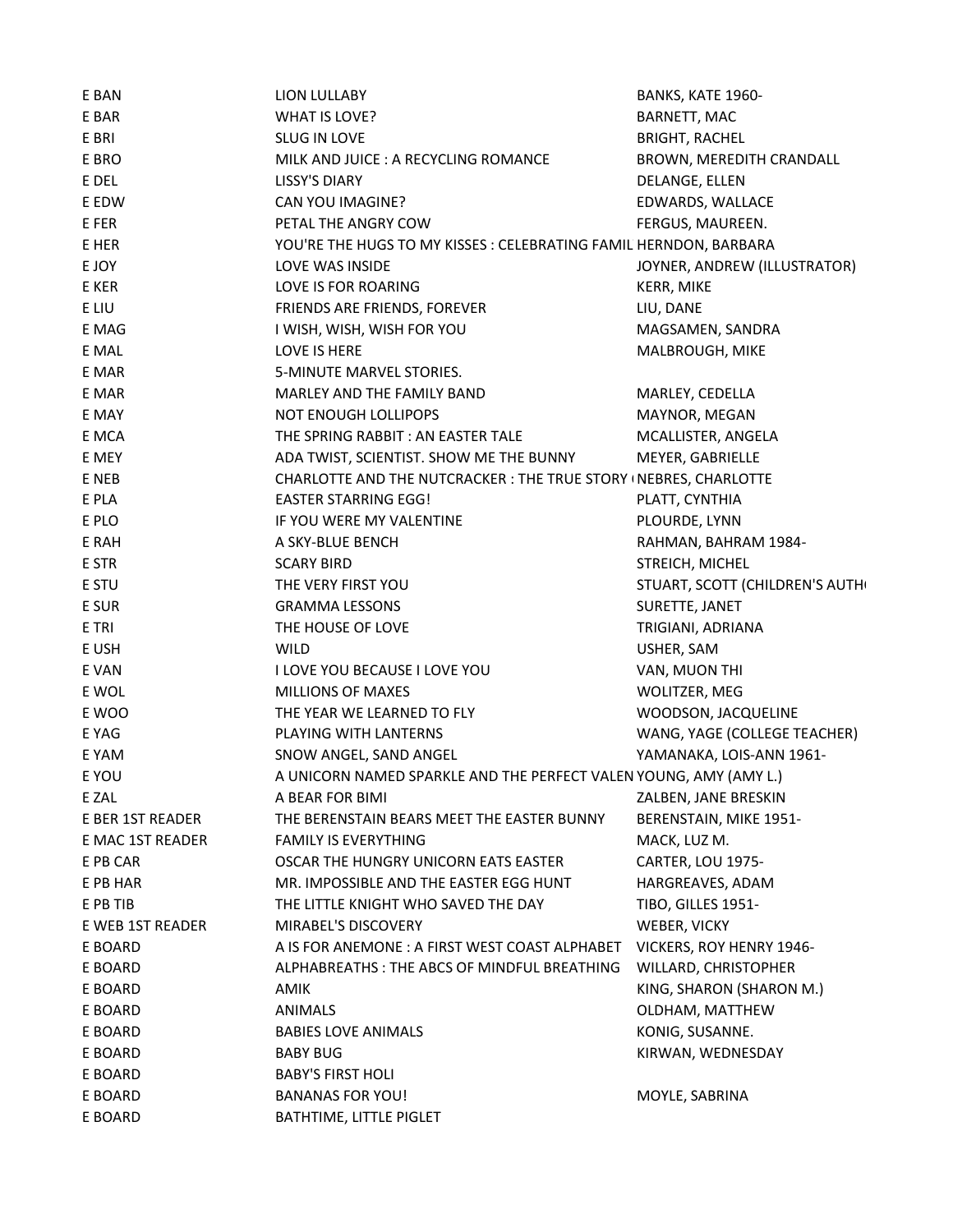| | | |
|---|---|---|
| E BAN | LION LULLABY | BANKS, KATE 1960- |
| E BAR | WHAT IS LOVE? | BARNETT, MAC |
| E BRI | SLUG IN LOVE | BRIGHT, RACHEL |
| E BRO | MILK AND JUICE : A RECYCLING ROMANCE | BROWN, MEREDITH CRANDALL |
| E DEL | LISSY'S DIARY | DELANGE, ELLEN |
| E EDW | CAN YOU IMAGINE? | EDWARDS, WALLACE |
| E FER | PETAL THE ANGRY COW | FERGUS, MAUREEN. |
| E HER | YOU'RE THE HUGS TO MY KISSES : CELEBRATING FAMIL | HERNDON, BARBARA |
| E JOY | LOVE WAS INSIDE | JOYNER, ANDREW (ILLUSTRATOR) |
| E KER | LOVE IS FOR ROARING | KERR, MIKE |
| E LIU | FRIENDS ARE FRIENDS, FOREVER | LIU, DANE |
| E MAG | I WISH, WISH, WISH FOR YOU | MAGSAMEN, SANDRA |
| E MAL | LOVE IS HERE | MALBROUGH, MIKE |
| E MAR | 5-MINUTE MARVEL STORIES. | |
| E MAR | MARLEY AND THE FAMILY BAND | MARLEY, CEDELLA |
| E MAY | NOT ENOUGH LOLLIPOPS | MAYNOR, MEGAN |
| E MCA | THE SPRING RABBIT : AN EASTER TALE | MCALLISTER, ANGELA |
| E MEY | ADA TWIST, SCIENTIST. SHOW ME THE BUNNY | MEYER, GABRIELLE |
| E NEB | CHARLOTTE AND THE NUTCRACKER : THE TRUE STORY ( | NEBRES, CHARLOTTE |
| E PLA | EASTER STARRING EGG! | PLATT, CYNTHIA |
| E PLO | IF YOU WERE MY VALENTINE | PLOURDE, LYNN |
| E RAH | A SKY-BLUE BENCH | RAHMAN, BAHRAM 1984- |
| E STR | SCARY BIRD | STREICH, MICHEL |
| E STU | THE VERY FIRST YOU | STUART, SCOTT (CHILDREN'S AUTH |
| E SUR | GRAMMA LESSONS | SURETTE, JANET |
| E TRI | THE HOUSE OF LOVE | TRIGIANI, ADRIANA |
| E USH | WILD | USHER, SAM |
| E VAN | I LOVE YOU BECAUSE I LOVE YOU | VAN, MUON THI |
| E WOL | MILLIONS OF MAXES | WOLITZER, MEG |
| E WOO | THE YEAR WE LEARNED TO FLY | WOODSON, JACQUELINE |
| E YAG | PLAYING WITH LANTERNS | WANG, YAGE (COLLEGE TEACHER) |
| E YAM | SNOW ANGEL, SAND ANGEL | YAMANAKA, LOIS-ANN 1961- |
| E YOU | A UNICORN NAMED SPARKLE AND THE PERFECT VALEN | YOUNG, AMY (AMY L.) |
| E ZAL | A BEAR FOR BIMI | ZALBEN, JANE BRESKIN |
| E BER 1ST READER | THE BERENSTAIN BEARS MEET THE EASTER BUNNY | BERENSTAIN, MIKE 1951- |
| E MAC 1ST READER | FAMILY IS EVERYTHING | MACK, LUZ M. |
| E PB CAR | OSCAR THE HUNGRY UNICORN EATS EASTER | CARTER, LOU 1975- |
| E PB HAR | MR. IMPOSSIBLE AND THE EASTER EGG HUNT | HARGREAVES, ADAM |
| E PB TIB | THE LITTLE KNIGHT WHO SAVED THE DAY | TIBO, GILLES 1951- |
| E WEB 1ST READER | MIRABEL'S DISCOVERY | WEBER, VICKY |
| E BOARD | A IS FOR ANEMONE : A FIRST WEST COAST ALPHABET | VICKERS, ROY HENRY 1946- |
| E BOARD | ALPHABREATHS : THE ABCS OF MINDFUL BREATHING | WILLARD, CHRISTOPHER |
| E BOARD | AMIK | KING, SHARON (SHARON M.) |
| E BOARD | ANIMALS | OLDHAM, MATTHEW |
| E BOARD | BABIES LOVE ANIMALS | KONIG, SUSANNE. |
| E BOARD | BABY BUG | KIRWAN, WEDNESDAY |
| E BOARD | BABY'S FIRST HOLI | |
| E BOARD | BANANAS FOR YOU! | MOYLE, SABRINA |
| E BOARD | BATHTIME, LITTLE PIGLET | |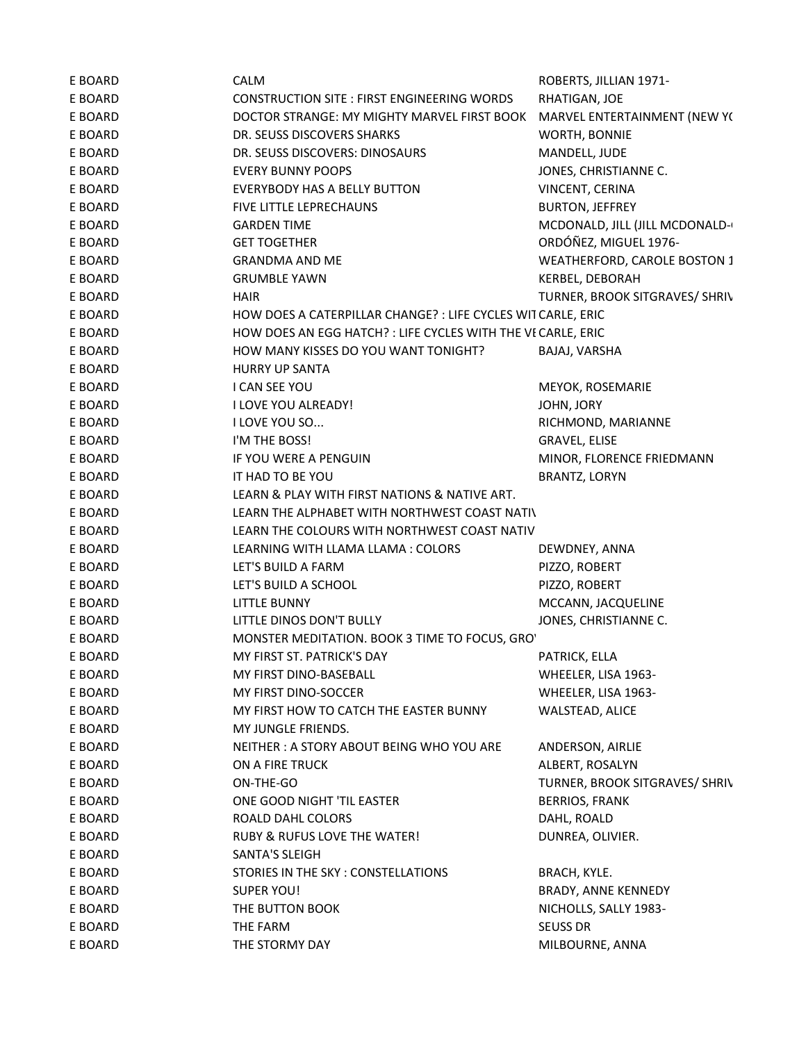| | | |
|---|---|---|
| E BOARD | CALM | ROBERTS, JILLIAN 1971- |
| E BOARD | CONSTRUCTION SITE : FIRST ENGINEERING WORDS | RHATIGAN, JOE |
| E BOARD | DOCTOR STRANGE: MY MIGHTY MARVEL FIRST BOOK | MARVEL ENTERTAINMENT (NEW YO |
| E BOARD | DR. SEUSS DISCOVERS SHARKS | WORTH, BONNIE |
| E BOARD | DR. SEUSS DISCOVERS: DINOSAURS | MANDELL, JUDE |
| E BOARD | EVERY BUNNY POOPS | JONES, CHRISTIANNE C. |
| E BOARD | EVERYBODY HAS A BELLY BUTTON | VINCENT, CERINA |
| E BOARD | FIVE LITTLE LEPRECHAUNS | BURTON, JEFFREY |
| E BOARD | GARDEN TIME | MCDONALD, JILL (JILL MCDONALD- |
| E BOARD | GET TOGETHER | ORDÓÑEZ, MIGUEL 1976- |
| E BOARD | GRANDMA AND ME | WEATHERFORD, CAROLE BOSTON 1 |
| E BOARD | GRUMBLE YAWN | KERBEL, DEBORAH |
| E BOARD | HAIR | TURNER, BROOK SITGRAVES/ SHRIV |
| E BOARD | HOW DOES A CATERPILLAR CHANGE? : LIFE CYCLES WIT | CARLE, ERIC |
| E BOARD | HOW DOES AN EGG HATCH? : LIFE CYCLES WITH THE VE | CARLE, ERIC |
| E BOARD | HOW MANY KISSES DO YOU WANT TONIGHT? | BAJAJ, VARSHA |
| E BOARD | HURRY UP SANTA | |
| E BOARD | I CAN SEE YOU | MEYOK, ROSEMARIE |
| E BOARD | I LOVE YOU ALREADY! | JOHN, JORY |
| E BOARD | I LOVE YOU SO... | RICHMOND, MARIANNE |
| E BOARD | I'M THE BOSS! | GRAVEL, ELISE |
| E BOARD | IF YOU WERE A PENGUIN | MINOR, FLORENCE FRIEDMANN |
| E BOARD | IT HAD TO BE YOU | BRANTZ, LORYN |
| E BOARD | LEARN & PLAY WITH FIRST NATIONS & NATIVE ART. | |
| E BOARD | LEARN THE ALPHABET WITH NORTHWEST COAST NATIV | |
| E BOARD | LEARN THE COLOURS WITH NORTHWEST COAST NATIV | |
| E BOARD | LEARNING WITH LLAMA LLAMA : COLORS | DEWDNEY, ANNA |
| E BOARD | LET'S BUILD A FARM | PIZZO, ROBERT |
| E BOARD | LET'S BUILD A SCHOOL | PIZZO, ROBERT |
| E BOARD | LITTLE BUNNY | MCCANN, JACQUELINE |
| E BOARD | LITTLE DINOS DON'T BULLY | JONES, CHRISTIANNE C. |
| E BOARD | MONSTER MEDITATION. BOOK 3 TIME TO FOCUS, GRO | |
| E BOARD | MY FIRST ST. PATRICK'S DAY | PATRICK, ELLA |
| E BOARD | MY FIRST DINO-BASEBALL | WHEELER, LISA 1963- |
| E BOARD | MY FIRST DINO-SOCCER | WHEELER, LISA 1963- |
| E BOARD | MY FIRST HOW TO CATCH THE EASTER BUNNY | WALSTEAD, ALICE |
| E BOARD | MY JUNGLE FRIENDS. | |
| E BOARD | NEITHER : A STORY ABOUT BEING WHO YOU ARE | ANDERSON, AIRLIE |
| E BOARD | ON A FIRE TRUCK | ALBERT, ROSALYN |
| E BOARD | ON-THE-GO | TURNER, BROOK SITGRAVES/ SHRIV |
| E BOARD | ONE GOOD NIGHT 'TIL EASTER | BERRIOS, FRANK |
| E BOARD | ROALD DAHL COLORS | DAHL, ROALD |
| E BOARD | RUBY & RUFUS LOVE THE WATER! | DUNREA, OLIVIER. |
| E BOARD | SANTA'S SLEIGH | |
| E BOARD | STORIES IN THE SKY : CONSTELLATIONS | BRACH, KYLE. |
| E BOARD | SUPER YOU! | BRADY, ANNE KENNEDY |
| E BOARD | THE BUTTON BOOK | NICHOLLS, SALLY 1983- |
| E BOARD | THE FARM | SEUSS DR |
| E BOARD | THE STORMY DAY | MILBOURNE, ANNA |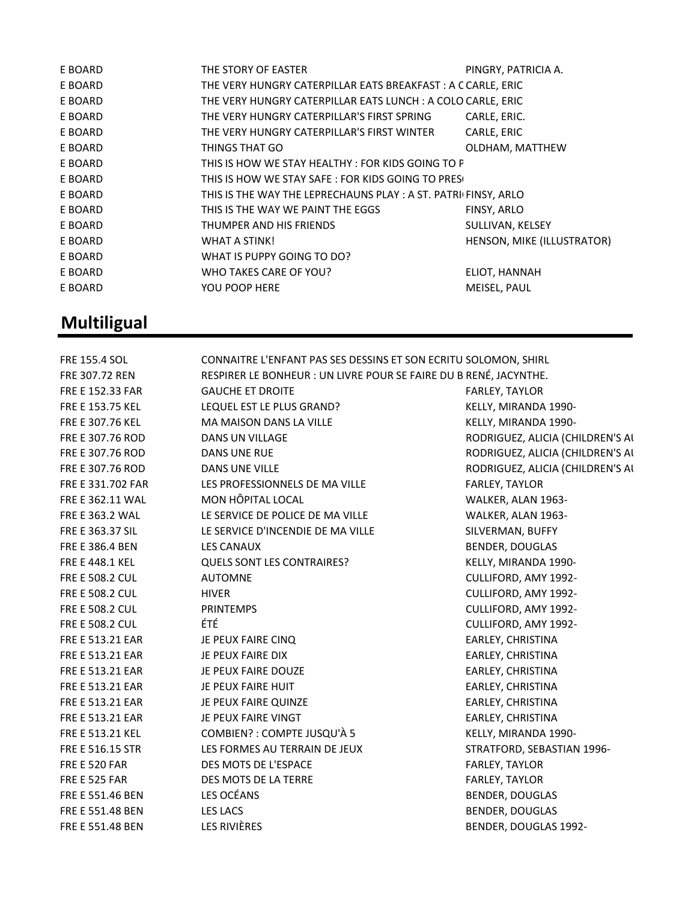| | | |
|---|---|---|
| E BOARD | THE STORY OF EASTER | PINGRY, PATRICIA A. |
| E BOARD | THE VERY HUNGRY CATERPILLAR EATS BREAKFAST : A C | CARLE, ERIC |
| E BOARD | THE VERY HUNGRY CATERPILLAR EATS LUNCH : A COLO | CARLE, ERIC |
| E BOARD | THE VERY HUNGRY CATERPILLAR'S FIRST SPRING | CARLE, ERIC. |
| E BOARD | THE VERY HUNGRY CATERPILLAR'S FIRST WINTER | CARLE, ERIC |
| E BOARD | THINGS THAT GO | OLDHAM, MATTHEW |
| E BOARD | THIS IS HOW WE STAY HEALTHY : FOR KIDS GOING TO P | |
| E BOARD | THIS IS HOW WE STAY SAFE : FOR KIDS GOING TO PRES | |
| E BOARD | THIS IS THE WAY THE LEPRECHAUNS PLAY : A ST. PATRI | FINSY, ARLO |
| E BOARD | THIS IS THE WAY WE PAINT THE EGGS | FINSY, ARLO |
| E BOARD | THUMPER AND HIS FRIENDS | SULLIVAN, KELSEY |
| E BOARD | WHAT A STINK! | HENSON, MIKE (ILLUSTRATOR) |
| E BOARD | WHAT IS PUPPY GOING TO DO? | |
| E BOARD | WHO TAKES CARE OF YOU? | ELIOT, HANNAH |
| E BOARD | YOU POOP HERE | MEISEL, PAUL |

## Multiligual

| | | |
|---|---|---|
| FRE 155.4 SOL | CONNAITRE L'ENFANT PAS SES DESSINS ET SON ECRITU | SOLOMON, SHIRL |
| FRE 307.72 REN | RESPIRER LE BONHEUR : UN LIVRE POUR SE FAIRE DU B | RENÉ, JACYNTHE. |
| FRE E 152.33 FAR | GAUCHE ET DROITE | FARLEY, TAYLOR |
| FRE E 153.75 KEL | LEQUEL EST LE PLUS GRAND? | KELLY, MIRANDA 1990- |
| FRE E 307.76 KEL | MA MAISON DANS LA VILLE | KELLY, MIRANDA 1990- |
| FRE E 307.76 ROD | DANS UN VILLAGE | RODRIGUEZ, ALICIA (CHILDREN'S AU |
| FRE E 307.76 ROD | DANS UNE RUE | RODRIGUEZ, ALICIA (CHILDREN'S AU |
| FRE E 307.76 ROD | DANS UNE VILLE | RODRIGUEZ, ALICIA (CHILDREN'S AU |
| FRE E 331.702 FAR | LES PROFESSIONNELS DE MA VILLE | FARLEY, TAYLOR |
| FRE E 362.11 WAL | MON HÔPITAL LOCAL | WALKER, ALAN 1963- |
| FRE E 363.2 WAL | LE SERVICE DE POLICE DE MA VILLE | WALKER, ALAN 1963- |
| FRE E 363.37 SIL | LE SERVICE D'INCENDIE DE MA VILLE | SILVERMAN, BUFFY |
| FRE E 386.4 BEN | LES CANAUX | BENDER, DOUGLAS |
| FRE E 448.1 KEL | QUELS SONT LES CONTRAIRES? | KELLY, MIRANDA 1990- |
| FRE E 508.2 CUL | AUTOMNE | CULLIFORD, AMY 1992- |
| FRE E 508.2 CUL | HIVER | CULLIFORD, AMY 1992- |
| FRE E 508.2 CUL | PRINTEMPS | CULLIFORD, AMY 1992- |
| FRE E 508.2 CUL | ÉTÉ | CULLIFORD, AMY 1992- |
| FRE E 513.21 EAR | JE PEUX FAIRE CINQ | EARLEY, CHRISTINA |
| FRE E 513.21 EAR | JE PEUX FAIRE DIX | EARLEY, CHRISTINA |
| FRE E 513.21 EAR | JE PEUX FAIRE DOUZE | EARLEY, CHRISTINA |
| FRE E 513.21 EAR | JE PEUX FAIRE HUIT | EARLEY, CHRISTINA |
| FRE E 513.21 EAR | JE PEUX FAIRE QUINZE | EARLEY, CHRISTINA |
| FRE E 513.21 EAR | JE PEUX FAIRE VINGT | EARLEY, CHRISTINA |
| FRE E 513.21 KEL | COMBIEN? : COMPTE JUSQU'À 5 | KELLY, MIRANDA 1990- |
| FRE E 516.15 STR | LES FORMES AU TERRAIN DE JEUX | STRATFORD, SEBASTIAN 1996- |
| FRE E 520 FAR | DES MOTS DE L'ESPACE | FARLEY, TAYLOR |
| FRE E 525 FAR | DES MOTS DE LA TERRE | FARLEY, TAYLOR |
| FRE E 551.46 BEN | LES OCÉANS | BENDER, DOUGLAS |
| FRE E 551.48 BEN | LES LACS | BENDER, DOUGLAS |
| FRE E 551.48 BEN | LES RIVIÈRES | BENDER, DOUGLAS 1992- |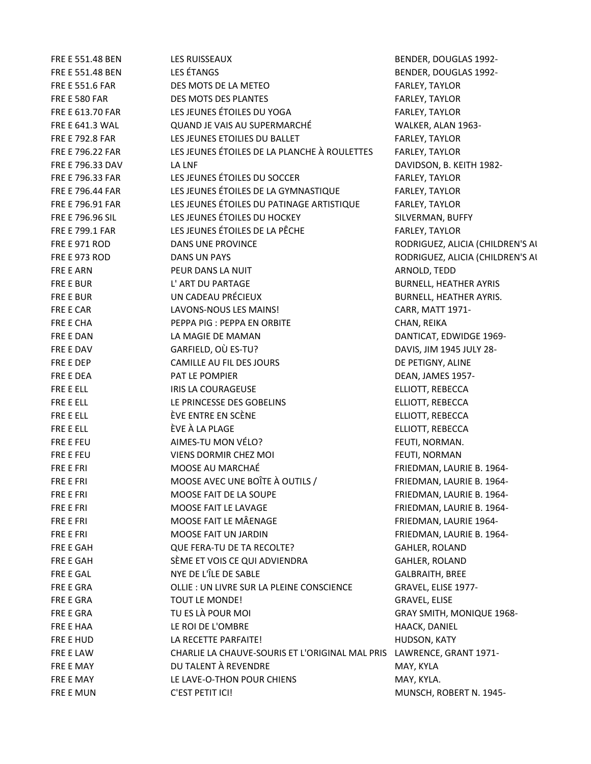| | | |
|---|---|---|
| FRE E 551.48 BEN | LES RUISSEAUX | BENDER, DOUGLAS 1992- |
| FRE E 551.48 BEN | LES ÉTANGS | BENDER, DOUGLAS 1992- |
| FRE E 551.6 FAR | DES MOTS DE LA METEO | FARLEY, TAYLOR |
| FRE E 580 FAR | DES MOTS DES PLANTES | FARLEY, TAYLOR |
| FRE E 613.70 FAR | LES JEUNES ÉTOILES DU YOGA | FARLEY, TAYLOR |
| FRE E 641.3 WAL | QUAND JE VAIS AU SUPERMARCHÉ | WALKER, ALAN 1963- |
| FRE E 792.8 FAR | LES JEUNES ETOILIES DU BALLET | FARLEY, TAYLOR |
| FRE E 796.22 FAR | LES JEUNES ÉTOILES DE LA PLANCHE À ROULETTES | FARLEY, TAYLOR |
| FRE E 796.33 DAV | LA LNF | DAVIDSON, B. KEITH 1982- |
| FRE E 796.33 FAR | LES JEUNES ÉTOILES DU SOCCER | FARLEY, TAYLOR |
| FRE E 796.44 FAR | LES JEUNES ÉTOILES DE LA GYMNASTIQUE | FARLEY, TAYLOR |
| FRE E 796.91 FAR | LES JEUNES ÉTOILES DU PATINAGE ARTISTIQUE | FARLEY, TAYLOR |
| FRE E 796.96 SIL | LES JEUNES ÉTOILES DU HOCKEY | SILVERMAN, BUFFY |
| FRE E 799.1 FAR | LES JEUNES ÉTOILES DE LA PÊCHE | FARLEY, TAYLOR |
| FRE E 971 ROD | DANS UNE PROVINCE | RODRIGUEZ, ALICIA (CHILDREN'S AU |
| FRE E 973 ROD | DANS UN PAYS | RODRIGUEZ, ALICIA (CHILDREN'S AU |
| FRE E ARN | PEUR DANS LA NUIT | ARNOLD, TEDD |
| FRE E BUR | L' ART DU PARTAGE | BURNELL, HEATHER AYRIS |
| FRE E BUR | UN CADEAU PRÉCIEUX | BURNELL, HEATHER AYRIS. |
| FRE E CAR | LAVONS-NOUS LES MAINS! | CARR, MATT 1971- |
| FRE E CHA | PEPPA PIG : PEPPA EN ORBITE | CHAN, REIKA |
| FRE E DAN | LA MAGIE DE MAMAN | DANTICAT, EDWIDGE 1969- |
| FRE E DAV | GARFIELD, OÙ ES-TU? | DAVIS, JIM 1945 JULY 28- |
| FRE E DEP | CAMILLE AU FIL DES JOURS | DE PETIGNY, ALINE |
| FRE E DEA | PAT LE POMPIER | DEAN, JAMES 1957- |
| FRE E ELL | IRIS LA COURAGEUSE | ELLIOTT, REBECCA |
| FRE E ELL | LE PRINCESSE DES GOBELINS | ELLIOTT, REBECCA |
| FRE E ELL | ÈVE ENTRE EN SCÈNE | ELLIOTT, REBECCA |
| FRE E ELL | ÈVE À LA PLAGE | ELLIOTT, REBECCA |
| FRE E FEU | AIMES-TU MON VÉLO? | FEUTI, NORMAN. |
| FRE E FEU | VIENS DORMIR CHEZ MOI | FEUTI, NORMAN |
| FRE E FRI | MOOSE AU MARCHAÉ | FRIEDMAN, LAURIE B. 1964- |
| FRE E FRI | MOOSE AVEC UNE BOÎTE À OUTILS / | FRIEDMAN, LAURIE B. 1964- |
| FRE E FRI | MOOSE FAIT DE LA SOUPE | FRIEDMAN, LAURIE B. 1964- |
| FRE E FRI | MOOSE FAIT LE LAVAGE | FRIEDMAN, LAURIE B. 1964- |
| FRE E FRI | MOOSE FAIT LE MÂENAGE | FRIEDMAN, LAURIE 1964- |
| FRE E FRI | MOOSE FAIT UN JARDIN | FRIEDMAN, LAURIE B. 1964- |
| FRE E GAH | QUE FERA-TU DE TA RECOLTE? | GAHLER, ROLAND |
| FRE E GAH | SÈME ET VOIS CE QUI ADVIENDRA | GAHLER, ROLAND |
| FRE E GAL | NYE DE L'ÎLE DE SABLE | GALBRAITH, BREE |
| FRE E GRA | OLLIE : UN LIVRE SUR LA PLEINE CONSCIENCE | GRAVEL, ELISE 1977- |
| FRE E GRA | TOUT LE MONDE! | GRAVEL, ELISE |
| FRE E GRA | TU ES LÀ POUR MOI | GRAY SMITH, MONIQUE 1968- |
| FRE E HAA | LE ROI DE L'OMBRE | HAACK, DANIEL |
| FRE E HUD | LA RECETTE PARFAITE! | HUDSON, KATY |
| FRE E LAW | CHARLIE LA CHAUVE-SOURIS ET L'ORIGINAL MAL PRIS | LAWRENCE, GRANT 1971- |
| FRE E MAY | DU TALENT À REVENDRE | MAY, KYLA |
| FRE E MAY | LE LAVE-O-THON POUR CHIENS | MAY, KYLA. |
| FRE E MUN | C'EST PETIT ICI! | MUNSCH, ROBERT N. 1945- |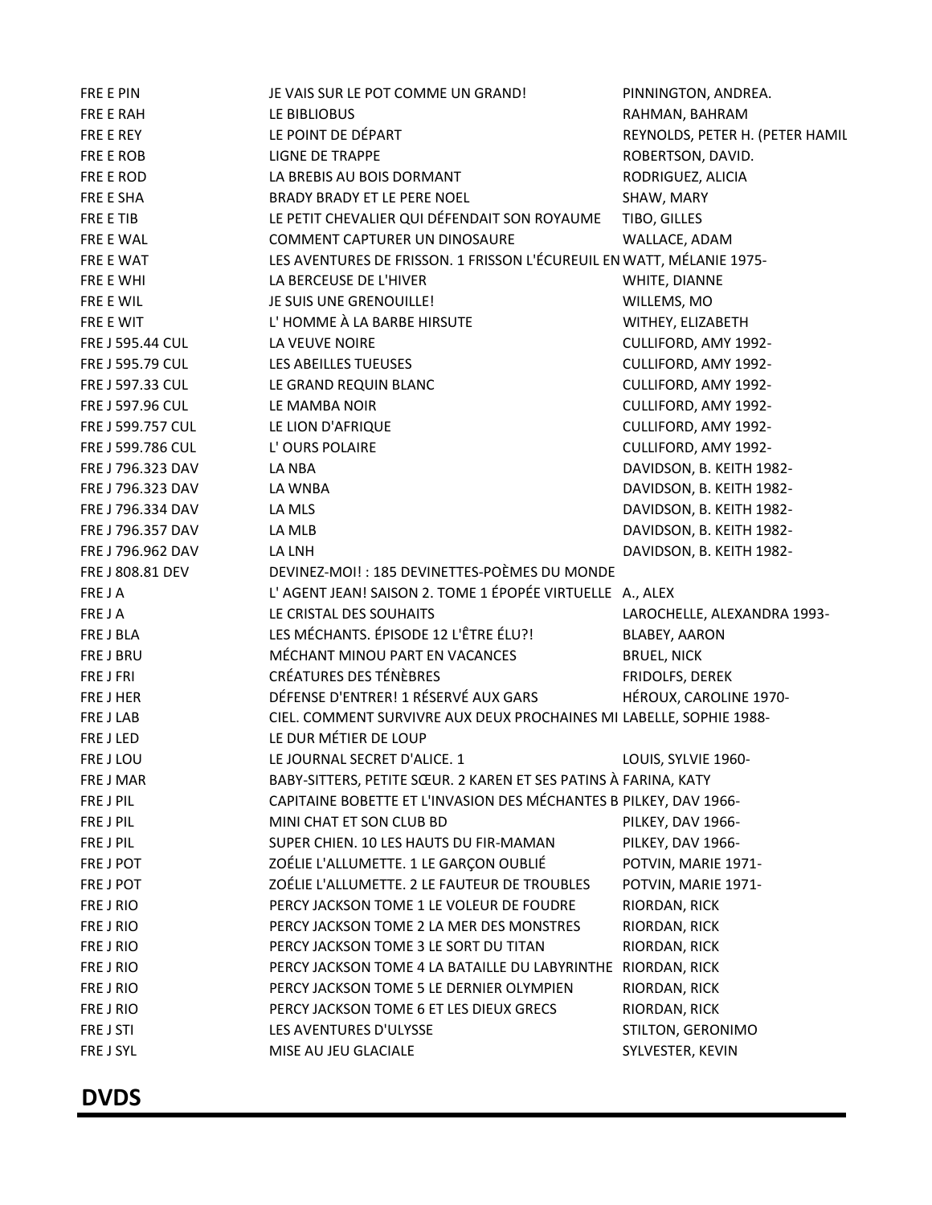| | | |
|---|---|---|
| FRE E PIN | JE VAIS SUR LE POT COMME UN GRAND! | PINNINGTON, ANDREA. |
| FRE E RAH | LE BIBLIOBUS | RAHMAN, BAHRAM |
| FRE E REY | LE POINT DE DÉPART | REYNOLDS, PETER H. (PETER HAMIL |
| FRE E ROB | LIGNE DE TRAPPE | ROBERTSON, DAVID. |
| FRE E ROD | LA BREBIS AU BOIS DORMANT | RODRIGUEZ, ALICIA |
| FRE E SHA | BRADY BRADY ET LE PERE NOEL | SHAW, MARY |
| FRE E TIB | LE PETIT CHEVALIER QUI DÉFENDAIT SON ROYAUME | TIBO, GILLES |
| FRE E WAL | COMMENT CAPTURER UN DINOSAURE | WALLACE, ADAM |
| FRE E WAT | LES AVENTURES DE FRISSON. 1 FRISSON L'ÉCUREUIL EN | WATT, MÉLANIE 1975- |
| FRE E WHI | LA BERCEUSE DE L'HIVER | WHITE, DIANNE |
| FRE E WIL | JE SUIS UNE GRENOUILLE! | WILLEMS, MO |
| FRE E WIT | L' HOMME À LA BARBE HIRSUTE | WITHEY, ELIZABETH |
| FRE J 595.44 CUL | LA VEUVE NOIRE | CULLIFORD, AMY 1992- |
| FRE J 595.79 CUL | LES ABEILLES TUEUSES | CULLIFORD, AMY 1992- |
| FRE J 597.33 CUL | LE GRAND REQUIN BLANC | CULLIFORD, AMY 1992- |
| FRE J 597.96 CUL | LE MAMBA NOIR | CULLIFORD, AMY 1992- |
| FRE J 599.757 CUL | LE LION D'AFRIQUE | CULLIFORD, AMY 1992- |
| FRE J 599.786 CUL | L' OURS POLAIRE | CULLIFORD, AMY 1992- |
| FRE J 796.323 DAV | LA NBA | DAVIDSON, B. KEITH 1982- |
| FRE J 796.323 DAV | LA WNBA | DAVIDSON, B. KEITH 1982- |
| FRE J 796.334 DAV | LA MLS | DAVIDSON, B. KEITH 1982- |
| FRE J 796.357 DAV | LA MLB | DAVIDSON, B. KEITH 1982- |
| FRE J 796.962 DAV | LA LNH | DAVIDSON, B. KEITH 1982- |
| FRE J 808.81 DEV | DEVINEZ-MOI! : 185 DEVINETTES-POÈMES DU MONDE | |
| FRE J A | L' AGENT JEAN! SAISON 2. TOME 1 ÉPOPÉE VIRTUELLE | A., ALEX |
| FRE J A | LE CRISTAL DES SOUHAITS | LAROCHELLE, ALEXANDRA 1993- |
| FRE J BLA | LES MÉCHANTS. ÉPISODE 12 L'ÊTRE ÉLU?! | BLABEY, AARON |
| FRE J BRU | MÉCHANT MINOU PART EN VACANCES | BRUEL, NICK |
| FRE J FRI | CRÉATURES DES TÉNÈBRES | FRIDOLFS, DEREK |
| FRE J HER | DÉFENSE D'ENTRER! 1 RÉSERVÉ AUX GARS | HÉROUX, CAROLINE 1970- |
| FRE J LAB | CIEL. COMMENT SURVIVRE AUX DEUX PROCHAINES MI | LABELLE, SOPHIE 1988- |
| FRE J LED | LE DUR MÉTIER DE LOUP | |
| FRE J LOU | LE JOURNAL SECRET D'ALICE. 1 | LOUIS, SYLVIE 1960- |
| FRE J MAR | BABY-SITTERS, PETITE SŒUR. 2 KAREN ET SES PATINS À | FARINA, KATY |
| FRE J PIL | CAPITAINE BOBETTE ET L'INVASION DES MÉCHANTES B | PILKEY, DAV 1966- |
| FRE J PIL | MINI CHAT ET SON CLUB BD | PILKEY, DAV 1966- |
| FRE J PIL | SUPER CHIEN. 10 LES HAUTS DU FIR-MAMAN | PILKEY, DAV 1966- |
| FRE J POT | ZOÉLIE L'ALLUMETTE. 1 LE GARÇON OUBLIÉ | POTVIN, MARIE 1971- |
| FRE J POT | ZOÉLIE L'ALLUMETTE. 2 LE FAUTEUR DE TROUBLES | POTVIN, MARIE 1971- |
| FRE J RIO | PERCY JACKSON TOME 1 LE VOLEUR DE FOUDRE | RIORDAN, RICK |
| FRE J RIO | PERCY JACKSON TOME 2 LA MER DES MONSTRES | RIORDAN, RICK |
| FRE J RIO | PERCY JACKSON TOME 3 LE SORT DU TITAN | RIORDAN, RICK |
| FRE J RIO | PERCY JACKSON TOME 4 LA BATAILLE DU LABYRINTHE | RIORDAN, RICK |
| FRE J RIO | PERCY JACKSON TOME 5 LE DERNIER OLYMPIEN | RIORDAN, RICK |
| FRE J RIO | PERCY JACKSON TOME 6 ET LES DIEUX GRECS | RIORDAN, RICK |
| FRE J STI | LES AVENTURES D'ULYSSE | STILTON, GERONIMO |
| FRE J SYL | MISE AU JEU GLACIALE | SYLVESTER, KEVIN |

## DVDS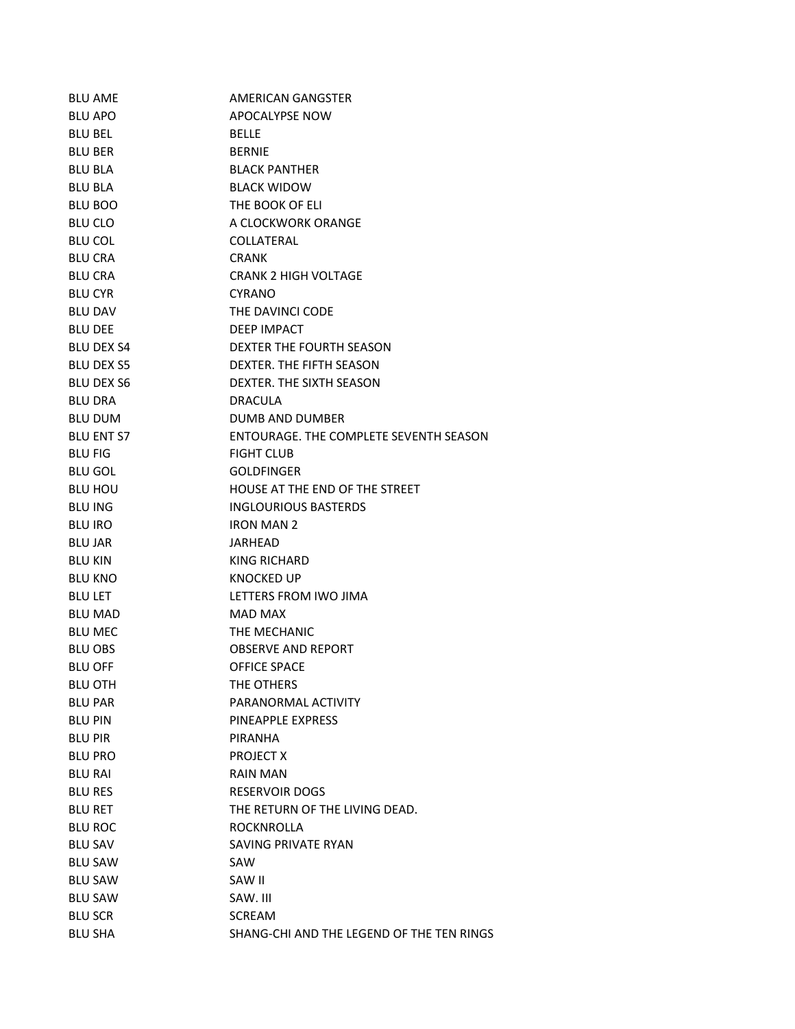| | |
|---|---|
| BLU AME | AMERICAN GANGSTER |
| BLU APO | APOCALYPSE NOW |
| BLU BEL | BELLE |
| BLU BER | BERNIE |
| BLU BLA | BLACK PANTHER |
| BLU BLA | BLACK WIDOW |
| BLU BOO | THE BOOK OF ELI |
| BLU CLO | A CLOCKWORK ORANGE |
| BLU COL | COLLATERAL |
| BLU CRA | CRANK |
| BLU CRA | CRANK 2 HIGH VOLTAGE |
| BLU CYR | CYRANO |
| BLU DAV | THE DAVINCI CODE |
| BLU DEE | DEEP IMPACT |
| BLU DEX S4 | DEXTER THE FOURTH SEASON |
| BLU DEX S5 | DEXTER. THE FIFTH SEASON |
| BLU DEX S6 | DEXTER. THE SIXTH SEASON |
| BLU DRA | DRACULA |
| BLU DUM | DUMB AND DUMBER |
| BLU ENT S7 | ENTOURAGE. THE COMPLETE SEVENTH SEASON |
| BLU FIG | FIGHT CLUB |
| BLU GOL | GOLDFINGER |
| BLU HOU | HOUSE AT THE END OF THE STREET |
| BLU ING | INGLOURIOUS BASTERDS |
| BLU IRO | IRON MAN 2 |
| BLU JAR | JARHEAD |
| BLU KIN | KING RICHARD |
| BLU KNO | KNOCKED UP |
| BLU LET | LETTERS FROM IWO JIMA |
| BLU MAD | MAD MAX |
| BLU MEC | THE MECHANIC |
| BLU OBS | OBSERVE AND REPORT |
| BLU OFF | OFFICE SPACE |
| BLU OTH | THE OTHERS |
| BLU PAR | PARANORMAL ACTIVITY |
| BLU PIN | PINEAPPLE EXPRESS |
| BLU PIR | PIRANHA |
| BLU PRO | PROJECT X |
| BLU RAI | RAIN MAN |
| BLU RES | RESERVOIR DOGS |
| BLU RET | THE RETURN OF THE LIVING DEAD. |
| BLU ROC | ROCKNROLLA |
| BLU SAV | SAVING PRIVATE RYAN |
| BLU SAW | SAW |
| BLU SAW | SAW II |
| BLU SAW | SAW. III |
| BLU SCR | SCREAM |
| BLU SHA | SHANG-CHI AND THE LEGEND OF THE TEN RINGS |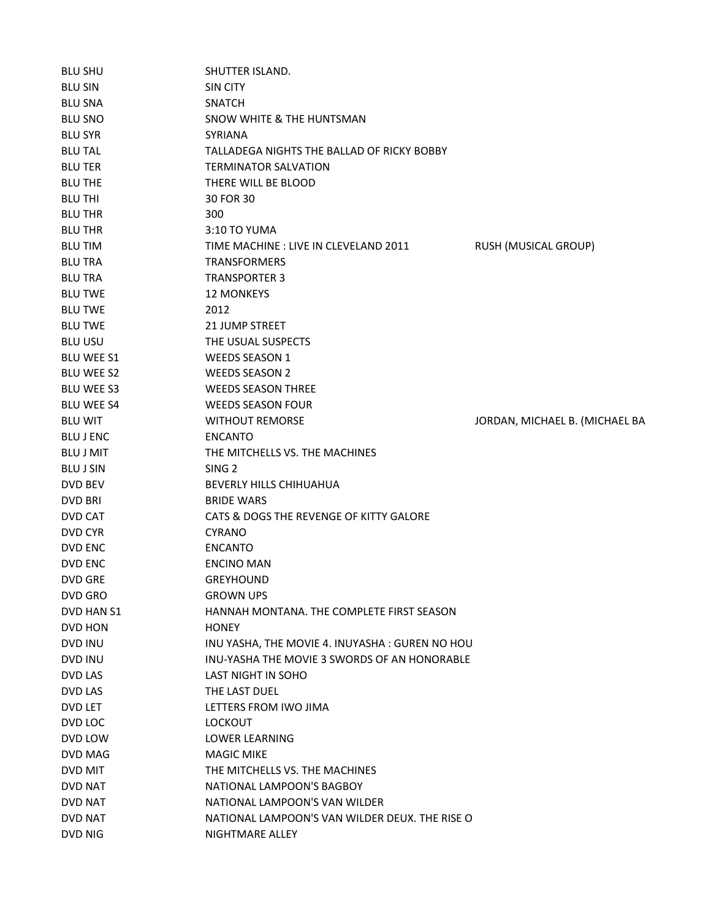| | | |
|---|---|---|
| BLU SHU | SHUTTER ISLAND. | |
| BLU SIN | SIN CITY | |
| BLU SNA | SNATCH | |
| BLU SNO | SNOW WHITE & THE HUNTSMAN | |
| BLU SYR | SYRIANA | |
| BLU TAL | TALLADEGA NIGHTS THE BALLAD OF RICKY BOBBY | |
| BLU TER | TERMINATOR SALVATION | |
| BLU THE | THERE WILL BE BLOOD | |
| BLU THI | 30 FOR 30 | |
| BLU THR | 300 | |
| BLU THR | 3:10 TO YUMA | |
| BLU TIM | TIME MACHINE : LIVE IN CLEVELAND 2011 | RUSH (MUSICAL GROUP) |
| BLU TRA | TRANSFORMERS | |
| BLU TRA | TRANSPORTER 3 | |
| BLU TWE | 12 MONKEYS | |
| BLU TWE | 2012 | |
| BLU TWE | 21 JUMP STREET | |
| BLU USU | THE USUAL SUSPECTS | |
| BLU WEE S1 | WEEDS SEASON 1 | |
| BLU WEE S2 | WEEDS SEASON 2 | |
| BLU WEE S3 | WEEDS SEASON THREE | |
| BLU WEE S4 | WEEDS SEASON FOUR | |
| BLU WIT | WITHOUT REMORSE | JORDAN, MICHAEL B. (MICHAEL BA |
| BLU J ENC | ENCANTO | |
| BLU J MIT | THE MITCHELLS VS. THE MACHINES | |
| BLU J SIN | SING 2 | |
| DVD BEV | BEVERLY HILLS CHIHUAHUA | |
| DVD BRI | BRIDE WARS | |
| DVD CAT | CATS & DOGS THE REVENGE OF KITTY GALORE | |
| DVD CYR | CYRANO | |
| DVD ENC | ENCANTO | |
| DVD ENC | ENCINO MAN | |
| DVD GRE | GREYHOUND | |
| DVD GRO | GROWN UPS | |
| DVD HAN S1 | HANNAH MONTANA. THE COMPLETE FIRST SEASON | |
| DVD HON | HONEY | |
| DVD INU | INU YASHA, THE MOVIE 4. INUYASHA : GUREN NO HOU | |
| DVD INU | INU-YASHA THE MOVIE 3 SWORDS OF AN HONORABLE | |
| DVD LAS | LAST NIGHT IN SOHO | |
| DVD LAS | THE LAST DUEL | |
| DVD LET | LETTERS FROM IWO JIMA | |
| DVD LOC | LOCKOUT | |
| DVD LOW | LOWER LEARNING | |
| DVD MAG | MAGIC MIKE | |
| DVD MIT | THE MITCHELLS VS. THE MACHINES | |
| DVD NAT | NATIONAL LAMPOON'S BAGBOY | |
| DVD NAT | NATIONAL LAMPOON'S VAN WILDER | |
| DVD NAT | NATIONAL LAMPOON'S VAN WILDER DEUX. THE RISE O | |
| DVD NIG | NIGHTMARE ALLEY | |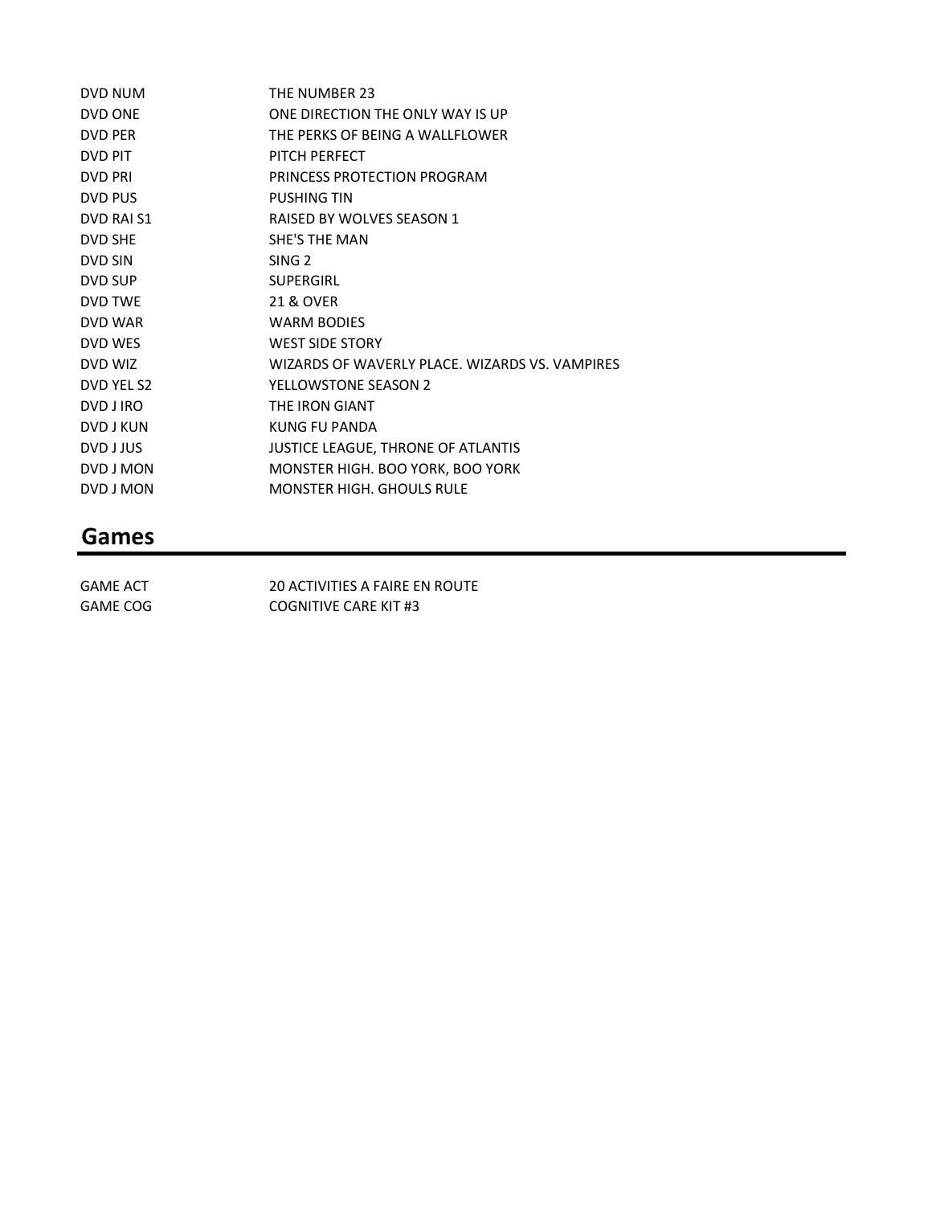| | |
|---|---|
| DVD NUM | THE NUMBER 23 |
| DVD ONE | ONE DIRECTION THE ONLY WAY IS UP |
| DVD PER | THE PERKS OF BEING A WALLFLOWER |
| DVD PIT | PITCH PERFECT |
| DVD PRI | PRINCESS PROTECTION PROGRAM |
| DVD PUS | PUSHING TIN |
| DVD RAI S1 | RAISED BY WOLVES SEASON 1 |
| DVD SHE | SHE'S THE MAN |
| DVD SIN | SING 2 |
| DVD SUP | SUPERGIRL |
| DVD TWE | 21 & OVER |
| DVD WAR | WARM BODIES |
| DVD WES | WEST SIDE STORY |
| DVD WIZ | WIZARDS OF WAVERLY PLACE. WIZARDS VS. VAMPIRES |
| DVD YEL S2 | YELLOWSTONE SEASON 2 |
| DVD J IRO | THE IRON GIANT |
| DVD J KUN | KUNG FU PANDA |
| DVD J JUS | JUSTICE LEAGUE, THRONE OF ATLANTIS |
| DVD J MON | MONSTER HIGH. BOO YORK, BOO YORK |
| DVD J MON | MONSTER HIGH. GHOULS RULE |

## Games

| | |
|---|---|
| GAME ACT | 20 ACTIVITIES A FAIRE EN ROUTE |
| GAME COG | COGNITIVE CARE KIT #3 |